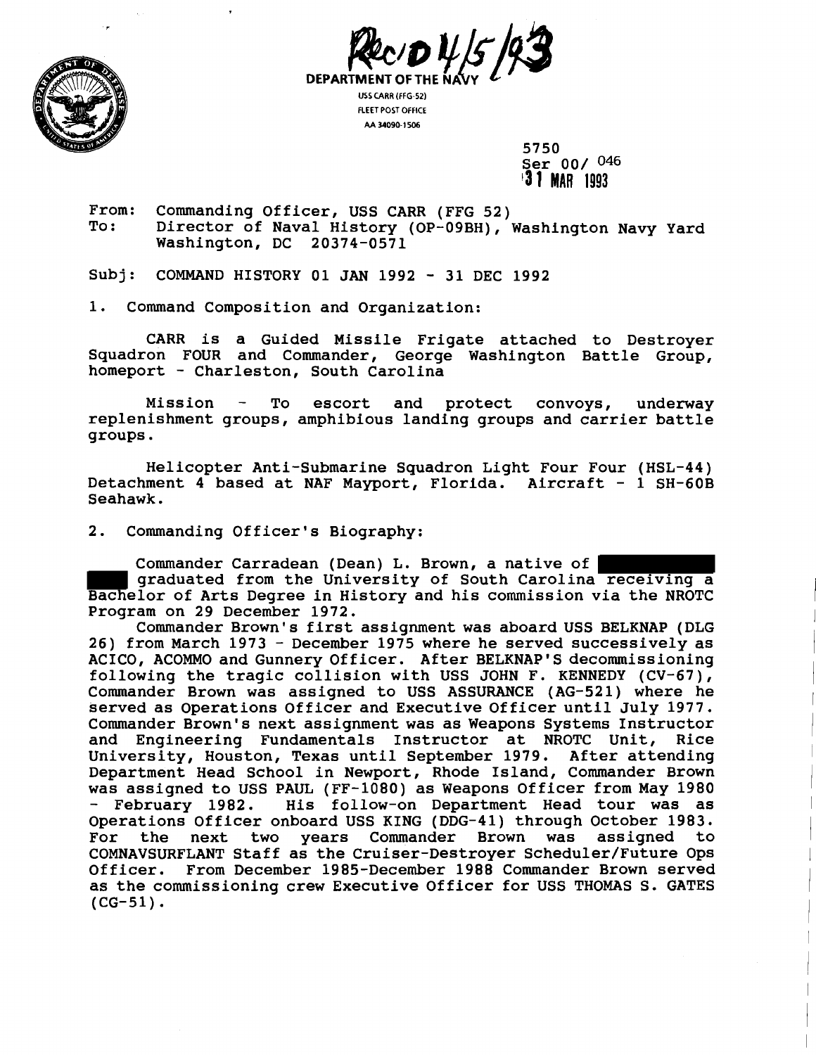Rec'D 4/5/93

DEPARTMENT OF THE NAVY
USS CARR (FFG-52)
FLEET POST OFFICE
AA 34090-1506

5750
Ser 00/ 046
31 MAR 1993

From: Commanding Officer, USS CARR (FFG 52)
To: Director of Naval History (OP-09BH), Washington Navy Yard Washington, DC 20374-0571

Subj: COMMAND HISTORY 01 JAN 1992 - 31 DEC 1992

1. Command Composition and Organization:

CARR is a Guided Missile Frigate attached to Destroyer Squadron FOUR and Commander, George Washington Battle Group, homeport - Charleston, South Carolina

Mission - To escort and protect convoys, underway replenishment groups, amphibious landing groups and carrier battle groups.

Helicopter Anti-Submarine Squadron Light Four Four (HSL-44) Detachment 4 based at NAF Mayport, Florida. Aircraft - 1 SH-60B Seahawk.

2. Commanding Officer's Biography:

Commander Carradean (Dean) L. Brown, a native of ██████ graduated from the University of South Carolina receiving a Bachelor of Arts Degree in History and his commission via the NROTC Program on 29 December 1972.

Commander Brown's first assignment was aboard USS BELKNAP (DLG 26) from March 1973 - December 1975 where he served successively as ACICO, ACOMMO and Gunnery Officer. After BELKNAP'S decommissioning following the tragic collision with USS JOHN F. KENNEDY (CV-67), Commander Brown was assigned to USS ASSURANCE (AG-521) where he served as Operations Officer and Executive Officer until July 1977. Commander Brown's next assignment was as Weapons Systems Instructor and Engineering Fundamentals Instructor at NROTC Unit, Rice University, Houston, Texas until September 1979. After attending Department Head School in Newport, Rhode Island, Commander Brown was assigned to USS PAUL (FF-1080) as Weapons Officer from May 1980 - February 1982. His follow-on Department Head tour was as Operations Officer onboard USS KING (DDG-41) through October 1983. For the next two years Commander Brown was assigned to COMNAVSURFLANT Staff as the Cruiser-Destroyer Scheduler/Future Ops Officer. From December 1985-December 1988 Commander Brown served as the commissioning crew Executive Officer for USS THOMAS S. GATES (CG-51).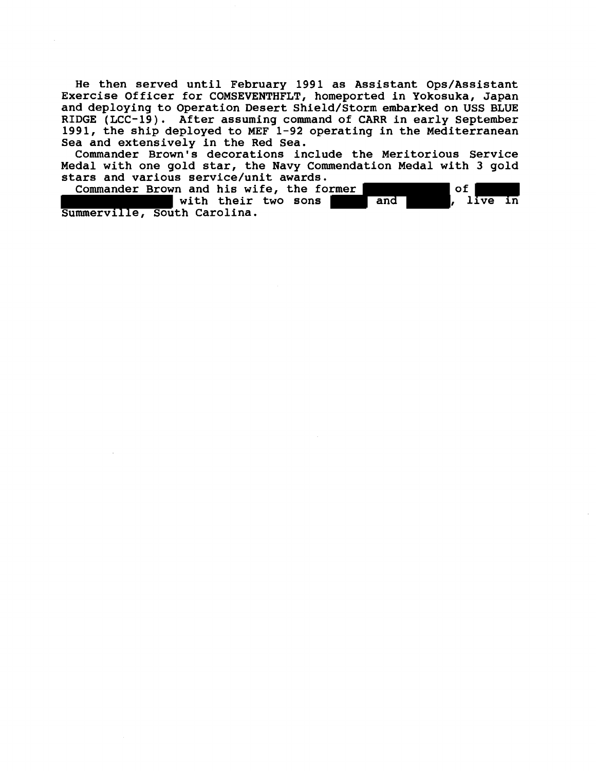He then served until February 1991 as Assistant Ops/Assistant Exercise Officer for COMSEVENTHFLT, homeported in Yokosuka, Japan and deploying to Operation Desert Shield/Storm embarked on USS BLUE RIDGE (LCC-19). After assuming command of CARR in early September 1991, the ship deployed to MEF 1-92 operating in the Mediterranean Sea and extensively in the Red Sea.

Commander Brown's decorations include the Meritorious Service Medal with one gold star, the Navy Commendation Medal with 3 gold stars and various service/unit awards.

Commander Brown and his wife, the former ██████ of ██████ ██████ with their two sons ██████ and ██████, live in Summerville, South Carolina.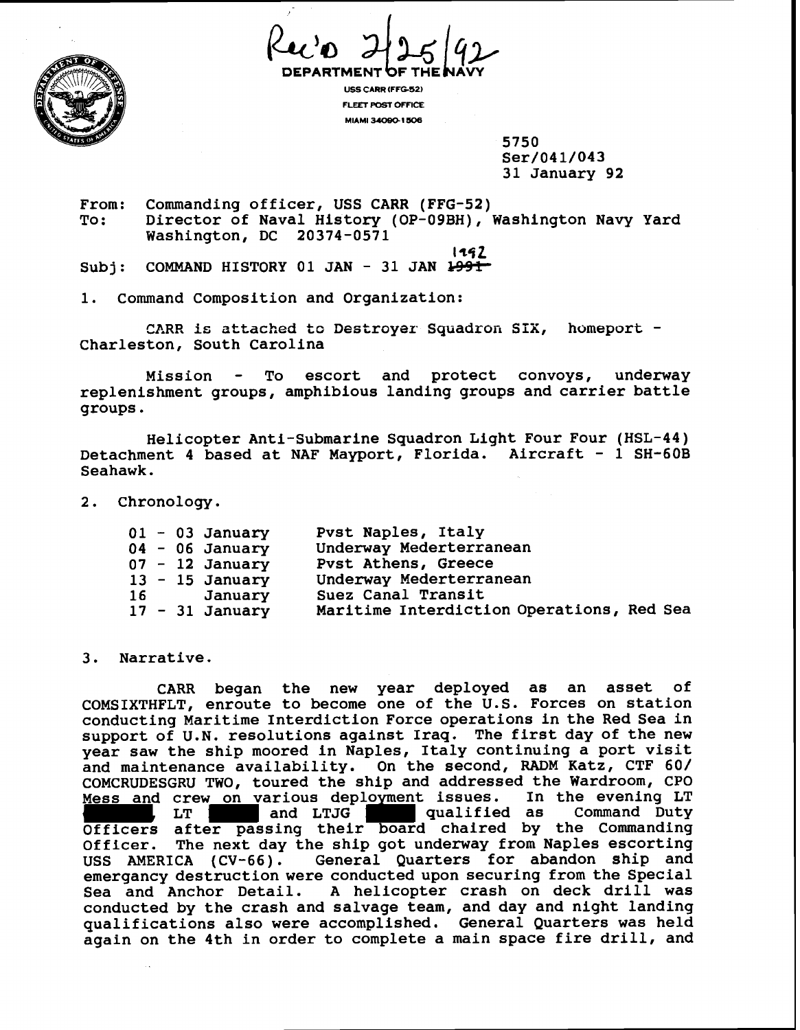Rec'd 2/25/92

DEPARTMENT OF THE NAVY

USS CARR (FFG-52)
FLEET POST OFFICE
MIAMI 34090-1506

5750
Ser/041/043
31 January 92

From: Commanding officer, USS CARR (FFG-52)
To: Director of Naval History (OP-09BH), Washington Navy Yard Washington, DC 20374-0571

Subj: COMMAND HISTORY 01 JAN - 31 JAN ~~1991~~ 1992

1. Command Composition and Organization:

CARR is attached to Destroyer Squadron SIX, homeport - Charleston, South Carolina

Mission - To escort and protect convoys, underway replenishment groups, amphibious landing groups and carrier battle groups.

Helicopter Anti-Submarine Squadron Light Four Four (HSL-44) Detachment 4 based at NAF Mayport, Florida. Aircraft - 1 SH-60B Seahawk.

2. Chronology.

| | |
|---|---|
| 01 - 03 January | Pvst Naples, Italy |
| 04 - 06 January | Underway Mederterranean |
| 07 - 12 January | Pvst Athens, Greece |
| 13 - 15 January | Underway Mederterranean |
| 16 January | Suez Canal Transit |
| 17 - 31 January | Maritime Interdiction Operations, Red Sea |

3. Narrative.

CARR began the new year deployed as an asset of COMSIXTHFLT, enroute to become one of the U.S. Forces on station conducting Maritime Interdiction Force operations in the Red Sea in support of U.N. resolutions against Iraq. The first day of the new year saw the ship moored in Naples, Italy continuing a port visit and maintenance availability. On the second, RADM Katz, CTF 60/ COMCRUDESGRU TWO, toured the ship and addressed the Wardroom, CPO Mess and crew on various deployment issues. In the evening LT ██████, LT ██████ and LTJG ██████ qualified as Command Duty Officers after passing their board chaired by the Commanding Officer. The next day the ship got underway from Naples escorting USS AMERICA (CV-66). General Quarters for abandon ship and emergancy destruction were conducted upon securing from the Special Sea and Anchor Detail. A helicopter crash on deck drill was conducted by the crash and salvage team, and day and night landing qualifications also were accomplished. General Quarters was held again on the 4th in order to complete a main space fire drill, and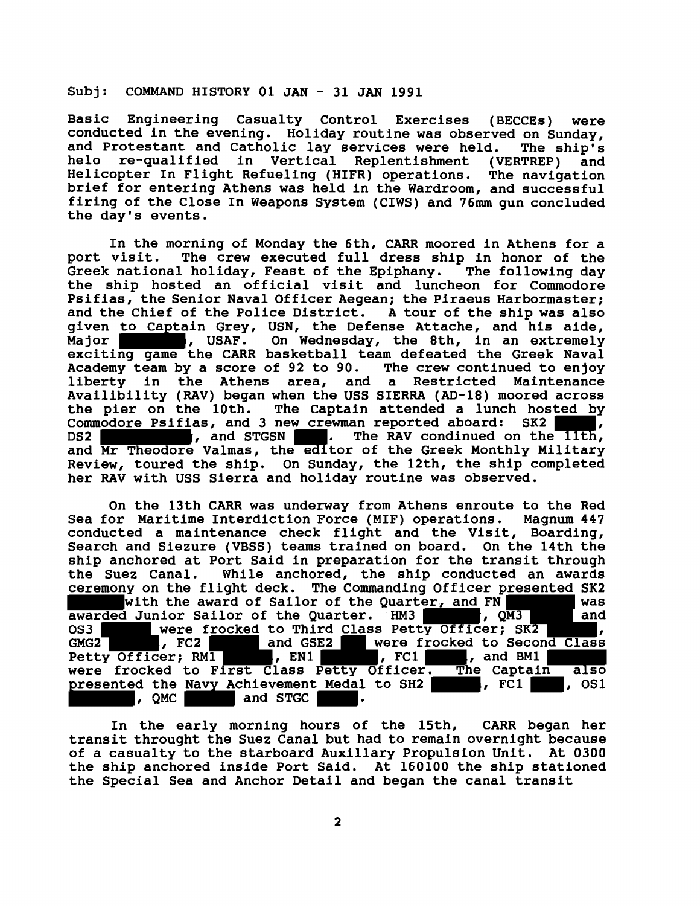Subj: COMMAND HISTORY 01 JAN - 31 JAN 1991

Basic Engineering Casualty Control Exercises (BECCEs) were conducted in the evening. Holiday routine was observed on Sunday, and Protestant and Catholic lay services were held. The ship's helo re-qualified in Vertical Replentishment (VERTREP) and Helicopter In Flight Refueling (HIFR) operations. The navigation brief for entering Athens was held in the Wardroom, and successful firing of the Close In Weapons System (CIWS) and 76mm gun concluded the day's events.

In the morning of Monday the 6th, CARR moored in Athens for a port visit. The crew executed full dress ship in honor of the Greek national holiday, Feast of the Epiphany. The following day the ship hosted an official visit and luncheon for Commodore Psifias, the Senior Naval Officer Aegean; the Piraeus Harbormaster; and the Chief of the Police District. A tour of the ship was also given to Captain Grey, USN, the Defense Attache, and his aide, Major ██████, USAF. On Wednesday, the 8th, in an extremely exciting game the CARR basketball team defeated the Greek Naval Academy team by a score of 92 to 90. The crew continued to enjoy liberty in the Athens area, and a Restricted Maintenance Availibility (RAV) began when the USS SIERRA (AD-18) moored across the pier on the 10th. The Captain attended a lunch hosted by Commodore Psifias, and 3 new crewman reported aboard: SK2 ██████, DS2 ██████, and STGSN ██████. The RAV condinued on the 11th, and Mr Theodore Valmas, the editor of the Greek Monthly Military Review, toured the ship. On Sunday, the 12th, the ship completed her RAV with USS Sierra and holiday routine was observed.

On the 13th CARR was underway from Athens enroute to the Red Sea for Maritime Interdiction Force (MIF) operations. Magnum 447 conducted a maintenance check flight and the Visit, Boarding, Search and Siezure (VBSS) teams trained on board. On the 14th the ship anchored at Port Said in preparation for the transit through the Suez Canal. While anchored, the ship conducted an awards ceremony on the flight deck. The Commanding Officer presented SK2 ██████ with the award of Sailor of the Quarter, and FN ██████ was awarded Junior Sailor of the Quarter. HM3 ██████, QM3 ██████ and OS3 ██████ were frocked to Third Class Petty Officer; SK2 ██████, GMG2 ██████, FC2 ██████ and GSE2 ██████ were frocked to Second Class Petty Officer; RM1 ██████, EN1 ██████, FC1 ██████, and BM1 ██████ were frocked to First Class Petty Officer. The Captain also presented the Navy Achievement Medal to SH2 ██████, FC1 ██████, OS1 ██████, QMC ██████ and STGC ██████.

In the early morning hours of the 15th, CARR began her transit throught the Suez Canal but had to remain overnight because of a casualty to the starboard Auxillary Propulsion Unit. At 0300 the ship anchored inside Port Said. At 160100 the ship stationed the Special Sea and Anchor Detail and began the canal transit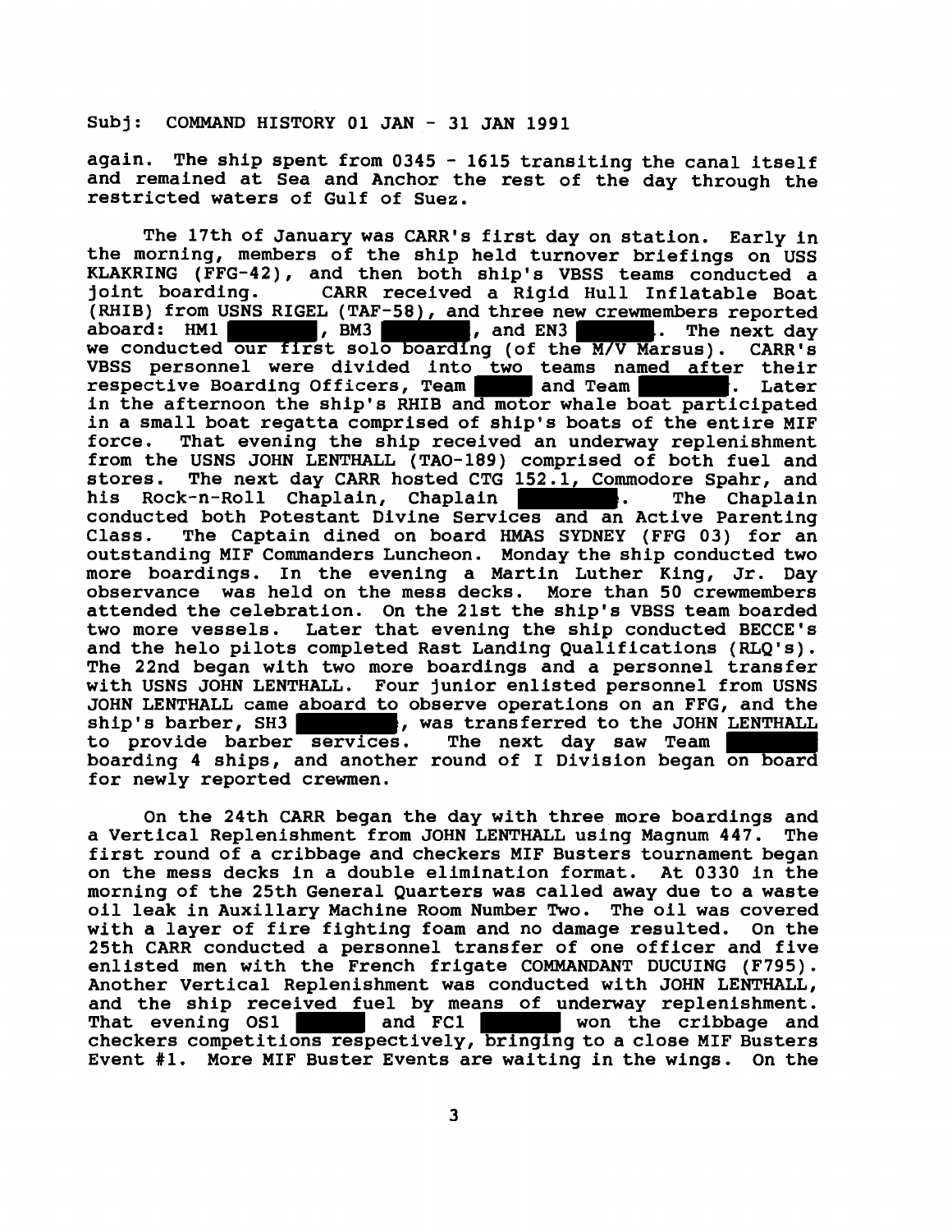Subj: COMMAND HISTORY 01 JAN - 31 JAN 1991

again. The ship spent from 0345 - 1615 transiting the canal itself and remained at Sea and Anchor the rest of the day through the restricted waters of Gulf of Suez.

The 17th of January was CARR's first day on station. Early in the morning, members of the ship held turnover briefings on USS KLAKRING (FFG-42), and then both ship's VBSS teams conducted a joint boarding. CARR received a Rigid Hull Inflatable Boat (RHIB) from USNS RIGEL (TAF-58), and three new crewmembers reported aboard: HM1 ██████, BM3 ██████, and EN3 ██████. The next day we conducted our first solo boarding (of the M/V Marsus). CARR's VBSS personnel were divided into two teams named after their respective Boarding Officers, Team █████ and Team ██████. Later in the afternoon the ship's RHIB and motor whale boat participated in a small boat regatta comprised of ship's boats of the entire MIF force. That evening the ship received an underway replenishment from the USNS JOHN LENTHALL (TAO-189) comprised of both fuel and stores. The next day CARR hosted CTG 152.1, Commodore Spahr, and his Rock-n-Roll Chaplain, Chaplain ██████. The Chaplain conducted both Potestant Divine Services and an Active Parenting Class. The Captain dined on board HMAS SYDNEY (FFG 03) for an outstanding MIF Commanders Luncheon. Monday the ship conducted two more boardings. In the evening a Martin Luther King, Jr. Day observance was held on the mess decks. More than 50 crewmembers attended the celebration. On the 21st the ship's VBSS team boarded two more vessels. Later that evening the ship conducted BECCE's and the helo pilots completed Rast Landing Qualifications (RLQ's). The 22nd began with two more boardings and a personnel transfer with USNS JOHN LENTHALL. Four junior enlisted personnel from USNS JOHN LENTHALL came aboard to observe operations on an FFG, and the ship's barber, SH3 ██████, was transferred to the JOHN LENTHALL to provide barber services. The next day saw Team ██████ boarding 4 ships, and another round of I Division began on board for newly reported crewmen.

On the 24th CARR began the day with three more boardings and a Vertical Replenishment from JOHN LENTHALL using Magnum 447. The first round of a cribbage and checkers MIF Busters tournament began on the mess decks in a double elimination format. At 0330 in the morning of the 25th General Quarters was called away due to a waste oil leak in Auxillary Machine Room Number Two. The oil was covered with a layer of fire fighting foam and no damage resulted. On the 25th CARR conducted a personnel transfer of one officer and five enlisted men with the French frigate COMMANDANT DUCUING (F795). Another Vertical Replenishment was conducted with JOHN LENTHALL, and the ship received fuel by means of underway replenishment. That evening OS1 ██████ and FC1 ██████ won the cribbage and checkers competitions respectively, bringing to a close MIF Busters Event #1. More MIF Buster Events are waiting in the wings. On the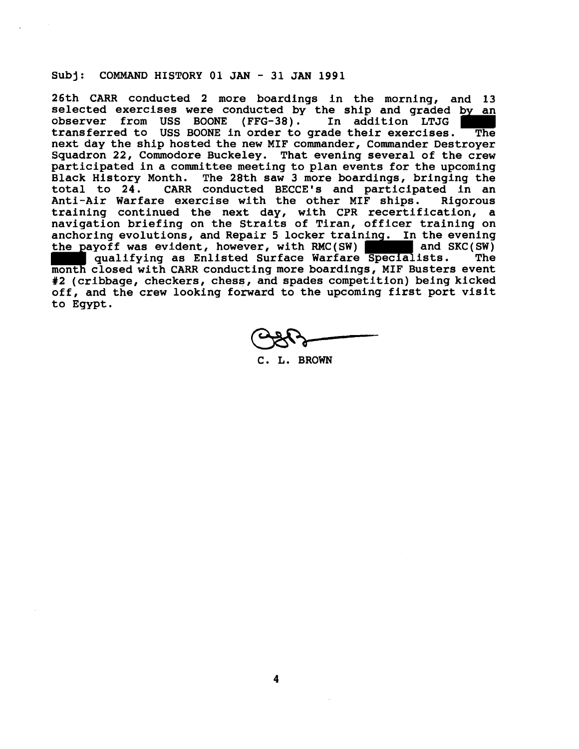Subj: COMMAND HISTORY 01 JAN - 31 JAN 1991

26th CARR conducted 2 more boardings in the morning, and 13 selected exercises were conducted by the ship and graded by an observer from USS BOONE (FFG-38). In addition LTJG ████ transferred to USS BOONE in order to grade their exercises. The next day the ship hosted the new MIF commander, Commander Destroyer Squadron 22, Commodore Buckeley. That evening several of the crew participated in a committee meeting to plan events for the upcoming Black History Month. The 28th saw 3 more boardings, bringing the total to 24. CARR conducted BECCE's and participated in an Anti-Air Warfare exercise with the other MIF ships. Rigorous training continued the next day, with CPR recertification, a navigation briefing on the Straits of Tiran, officer training on anchoring evolutions, and Repair 5 locker training. In the evening the payoff was evident, however, with RMC(SW) ████ and SKC(SW) ████ qualifying as Enlisted Surface Warfare Specialists. The month closed with CARR conducting more boardings, MIF Busters event #2 (cribbage, checkers, chess, and spades competition) being kicked off, and the crew looking forward to the upcoming first port visit to Egypt.

C. L. BROWN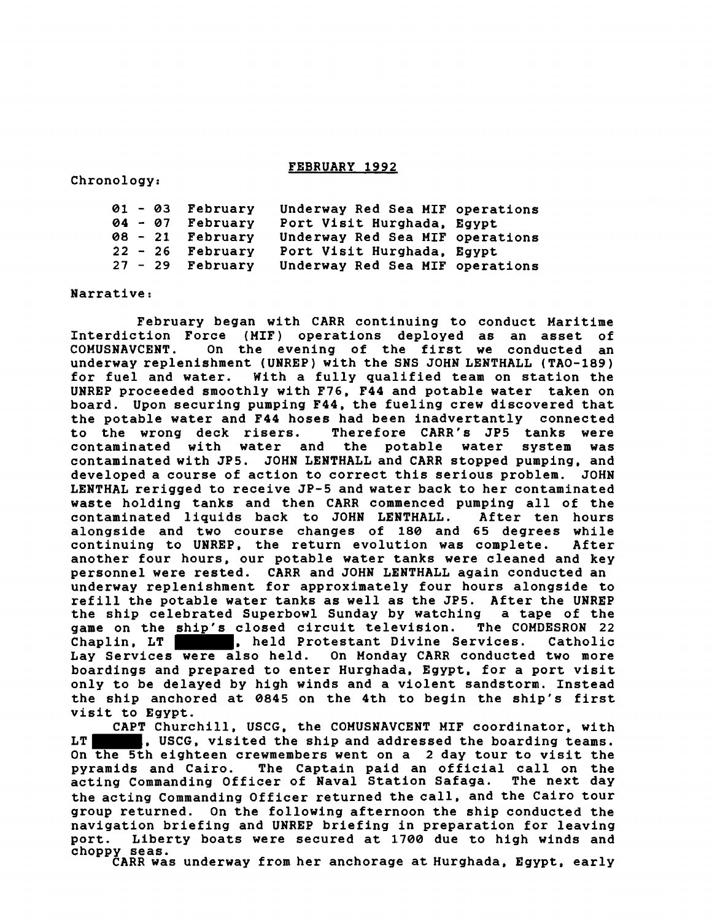## FEBRUARY 1992

Chronology:

| | |
|---|---|
| 01 - 03 February | Underway Red Sea MIF operations |
| 04 - 07 February | Port Visit Hurghada, Egypt |
| 08 - 21 February | Underway Red Sea MIF operations |
| 22 - 26 February | Port Visit Hurghada, Egypt |
| 27 - 29 February | Underway Red Sea MIF operations |

Narrative:

February began with CARR continuing to conduct Maritime Interdiction Force (MIF) operations deployed as an asset of COMUSNAVCENT. On the evening of the first we conducted an underway replenishment (UNREP) with the SNS JOHN LENTHALL (TAO-189) for fuel and water. With a fully qualified team on station the UNREP proceeded smoothly with F76, F44 and potable water taken on board. Upon securing pumping F44, the fueling crew discovered that the potable water and F44 hoses had been inadvertantly connected to the wrong deck risers. Therefore CARR's JP5 tanks were contaminated with water and the potable water system was contaminated with JP5. JOHN LENTHALL and CARR stopped pumping, and developed a course of action to correct this serious problem. JOHN LENTHAL rerigged to receive JP-5 and water back to her contaminated waste holding tanks and then CARR commenced pumping all of the contaminated liquids back to JOHN LENTHALL. After ten hours alongside and two course changes of 180 and 65 degrees while continuing to UNREP, the return evolution was complete. After another four hours, our potable water tanks were cleaned and key personnel were rested. CARR and JOHN LENTHALL again conducted an underway replenishment for approximately four hours alongside to refill the potable water tanks as well as the JP5. After the UNREP the ship celebrated Superbowl Sunday by watching a tape of the game on the ship's closed circuit television. The COMDESRON 22 Chaplin, LT [REDACTED], held Protestant Divine Services. Catholic Lay Services were also held. On Monday CARR conducted two more boardings and prepared to enter Hurghada, Egypt, for a port visit only to be delayed by high winds and a violent sandstorm. Instead the ship anchored at 0845 on the 4th to begin the ship's first visit to Egypt.

CAPT Churchill, USCG, the COMUSNAVCENT MIF coordinator, with LT [REDACTED], USCG, visited the ship and addressed the boarding teams. On the 5th eighteen crewmembers went on a 2 day tour to visit the pyramids and Cairo. The Captain paid an official call on the acting Commanding Officer of Naval Station Safaga. The next day the acting Commanding Officer returned the call, and the Cairo tour group returned. On the following afternoon the ship conducted the navigation briefing and UNREP briefing in preparation for leaving port. Liberty boats were secured at 1700 due to high winds and choppy seas.

CARR was underway from her anchorage at Hurghada, Egypt, early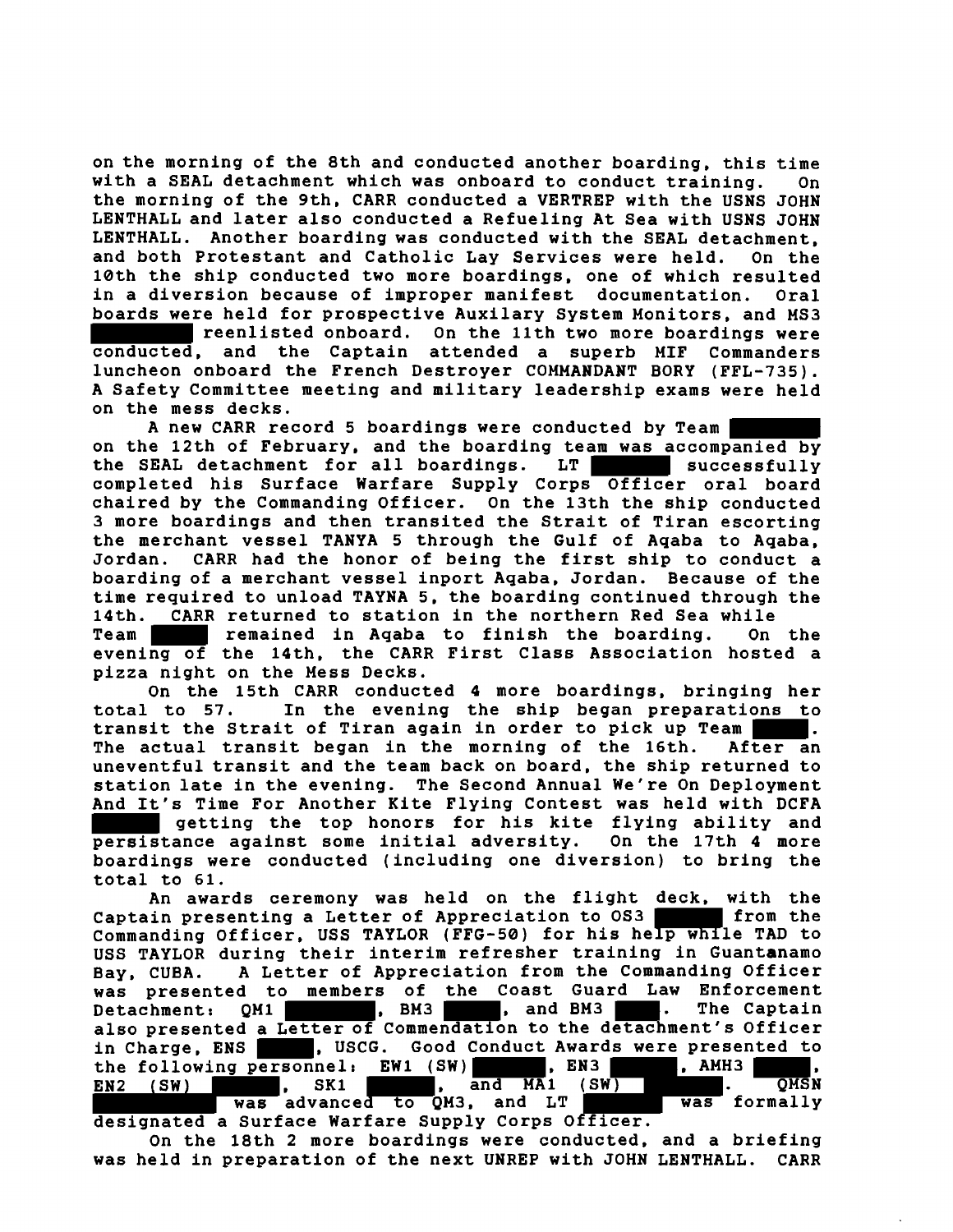on the morning of the 8th and conducted another boarding, this time with a SEAL detachment which was onboard to conduct training. On the morning of the 9th, CARR conducted a VERTREP with the USNS JOHN LENTHALL and later also conducted a Refueling At Sea with USNS JOHN LENTHALL. Another boarding was conducted with the SEAL detachment, and both Protestant and Catholic Lay Services were held. On the 10th the ship conducted two more boardings, one of which resulted in a diversion because of improper manifest documentation. Oral boards were held for prospective Auxilary System Monitors, and MS3 ██████ reenlisted onboard. On the 11th two more boardings were conducted, and the Captain attended a superb MIF Commanders luncheon onboard the French Destroyer COMMANDANT BORY (FFL-735). A Safety Committee meeting and military leadership exams were held on the mess decks.

A new CARR record 5 boardings were conducted by Team ██████ on the 12th of February, and the boarding team was accompanied by the SEAL detachment for all boardings. LT ██████ successfully completed his Surface Warfare Supply Corps Officer oral board chaired by the Commanding Officer. On the 13th the ship conducted 3 more boardings and then transited the Strait of Tiran escorting the merchant vessel TANYA 5 through the Gulf of Aqaba to Aqaba, Jordan. CARR had the honor of being the first ship to conduct a boarding of a merchant vessel inport Aqaba, Jordan. Because of the time required to unload TAYNA 5, the boarding continued through the 14th. CARR returned to station in the northern Red Sea while Team ██████ remained in Aqaba to finish the boarding. On the evening of the 14th, the CARR First Class Association hosted a pizza night on the Mess Decks.

On the 15th CARR conducted 4 more boardings, bringing her total to 57. In the evening the ship began preparations to transit the Strait of Tiran again in order to pick up Team ██████. The actual transit began in the morning of the 16th. After an uneventful transit and the team back on board, the ship returned to station late in the evening. The Second Annual We're On Deployment And It's Time For Another Kite Flying Contest was held with DCFA ██████ getting the top honors for his kite flying ability and persistance against some initial adversity. On the 17th 4 more boardings were conducted (including one diversion) to bring the total to 61.

An awards ceremony was held on the flight deck, with the Captain presenting a Letter of Appreciation to OS3 ██████ from the Commanding Officer, USS TAYLOR (FFG-50) for his help while TAD to USS TAYLOR during their interim refresher training in Guantanamo Bay, CUBA. A Letter of Appreciation from the Commanding Officer was presented to members of the Coast Guard Law Enforcement Detachment: QM1 ██████, BM3 ██████, and BM3 ██████. The Captain also presented a Letter of Commendation to the detachment's Officer in Charge, ENS ██████, USCG. Good Conduct Awards were presented to the following personnel: EW1 (SW) ██████, EN3 ██████, AMH3 ██████, EN2 (SW) ██████, SK1 ██████, and MA1 (SW) ██████. QMSN ██████ was advanced to QM3, and LT ██████ was formally designated a Surface Warfare Supply Corps Officer.

On the 18th 2 more boardings were conducted, and a briefing was held in preparation of the next UNREP with JOHN LENTHALL. CARR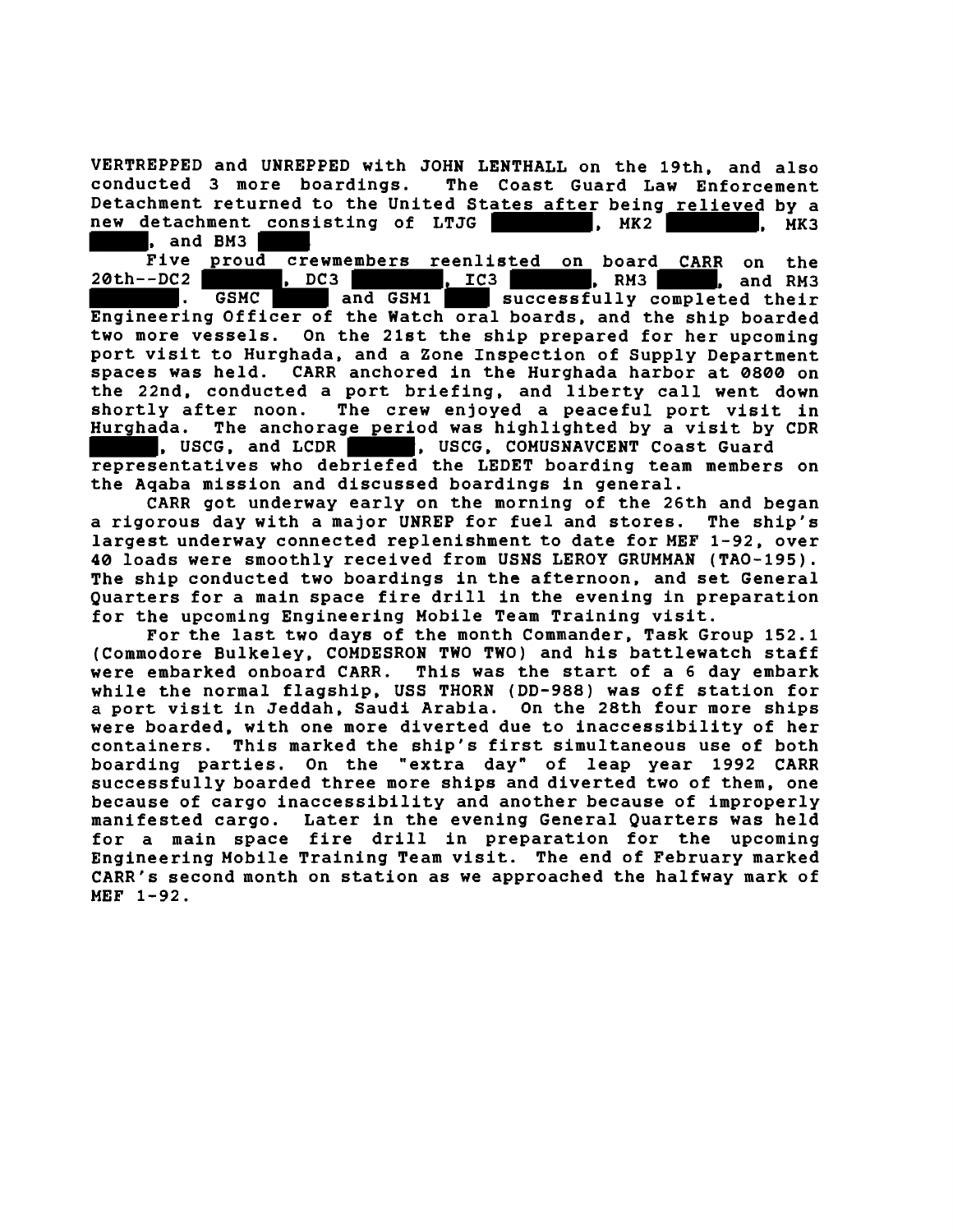VERTREPPED and UNREPPED with JOHN LENTHALL on the 19th, and also conducted 3 more boardings. The Coast Guard Law Enforcement Detachment returned to the United States after being relieved by a new detachment consisting of LTJG █████, MK2 █████, MK3 █████, and BM3 █████.

Five proud crewmembers reenlisted on board CARR on the 20th--DC2 █████, DC3 █████, IC3 █████, RM3 █████, and RM3 █████. GSMC █████ and GSM1 █████ successfully completed their Engineering Officer of the Watch oral boards, and the ship boarded two more vessels. On the 21st the ship prepared for her upcoming port visit to Hurghada, and a Zone Inspection of Supply Department spaces was held. CARR anchored in the Hurghada harbor at 0800 on the 22nd, conducted a port briefing, and liberty call went down shortly after noon. The crew enjoyed a peaceful port visit in Hurghada. The anchorage period was highlighted by a visit by CDR █████, USCG, and LCDR █████, USCG, COMUSNAVCENT Coast Guard representatives who debriefed the LEDET boarding team members on the Aqaba mission and discussed boardings in general.

CARR got underway early on the morning of the 26th and began a rigorous day with a major UNREP for fuel and stores. The ship's largest underway connected replenishment to date for MEF 1-92, over 40 loads were smoothly received from USNS LEROY GRUMMAN (TAO-195). The ship conducted two boardings in the afternoon, and set General Quarters for a main space fire drill in the evening in preparation for the upcoming Engineering Mobile Team Training visit.

For the last two days of the month Commander, Task Group 152.1 (Commodore Bulkeley, COMDESRON TWO TWO) and his battlewatch staff were embarked onboard CARR. This was the start of a 6 day embark while the normal flagship, USS THORN (DD-988) was off station for a port visit in Jeddah, Saudi Arabia. On the 28th four more ships were boarded, with one more diverted due to inaccessibility of her containers. This marked the ship's first simultaneous use of both boarding parties. On the "extra day" of leap year 1992 CARR successfully boarded three more ships and diverted two of them, one because of cargo inaccessibility and another because of improperly manifested cargo. Later in the evening General Quarters was held for a main space fire drill in preparation for the upcoming Engineering Mobile Training Team visit. The end of February marked CARR's second month on station as we approached the halfway mark of MEF 1-92.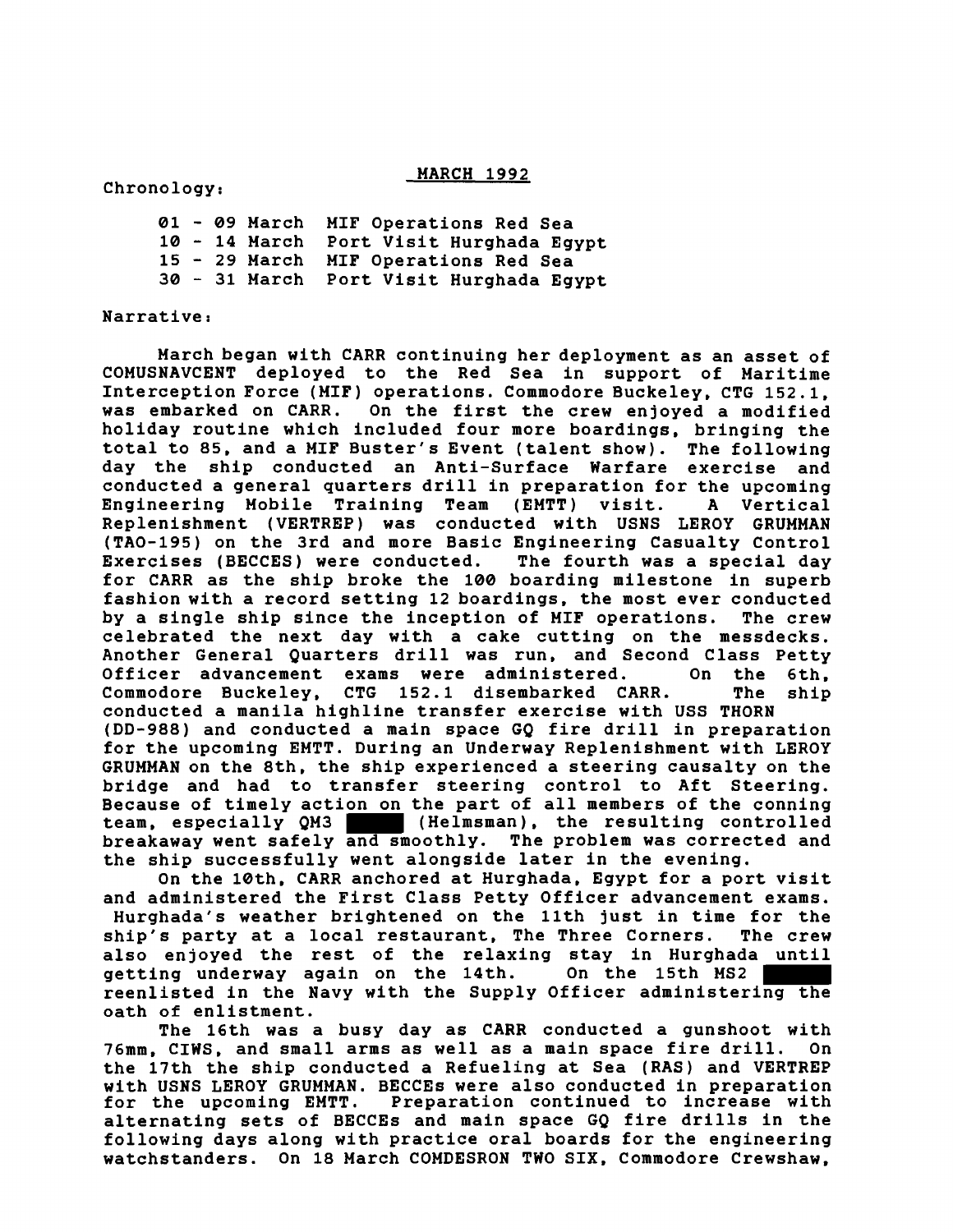## MARCH 1992

Chronology:

| | |
|---|---|
| 01 - 09 March | MIF Operations Red Sea |
| 10 - 14 March | Port Visit Hurghada Egypt |
| 15 - 29 March | MIF Operations Red Sea |
| 30 - 31 March | Port Visit Hurghada Egypt |

Narrative:

March began with CARR continuing her deployment as an asset of COMUSNAVCENT deployed to the Red Sea in support of Maritime Interception Force (MIF) operations. Commodore Buckeley, CTG 152.1, was embarked on CARR. On the first the crew enjoyed a modified holiday routine which included four more boardings, bringing the total to 85, and a MIF Buster's Event (talent show). The following day the ship conducted an Anti-Surface Warfare exercise and conducted a general quarters drill in preparation for the upcoming Engineering Mobile Training Team (EMTT) visit. A Vertical Replenishment (VERTREP) was conducted with USNS LEROY GRUMMAN (TAO-195) on the 3rd and more Basic Engineering Casualty Control Exercises (BECCES) were conducted. The fourth was a special day for CARR as the ship broke the 100 boarding milestone in superb fashion with a record setting 12 boardings, the most ever conducted by a single ship since the inception of MIF operations. The crew celebrated the next day with a cake cutting on the messdecks. Another General Quarters drill was run, and Second Class Petty Officer advancement exams were administered. On the 6th, Commodore Buckeley, CTG 152.1 disembarked CARR. The ship conducted a manila highline transfer exercise with USS THORN (DD-988) and conducted a main space GQ fire drill in preparation for the upcoming EMTT. During an Underway Replenishment with LEROY GRUMMAN on the 8th, the ship experienced a steering causalty on the bridge and had to transfer steering control to Aft Steering. Because of timely action on the part of all members of the conning team, especially QM3 ██████ (Helmsman), the resulting controlled breakaway went safely and smoothly. The problem was corrected and the ship successfully went alongside later in the evening.

On the 10th, CARR anchored at Hurghada, Egypt for a port visit and administered the First Class Petty Officer advancement exams. Hurghada's weather brightened on the 11th just in time for the ship's party at a local restaurant, The Three Corners. The crew also enjoyed the rest of the relaxing stay in Hurghada until getting underway again on the 14th. On the 15th MS2 ██████ reenlisted in the Navy with the Supply Officer administering the oath of enlistment.

The 16th was a busy day as CARR conducted a gunshoot with 76mm, CIWS, and small arms as well as a main space fire drill. On the 17th the ship conducted a Refueling at Sea (RAS) and VERTREP with USNS LEROY GRUMMAN. BECCEs were also conducted in preparation for the upcoming EMTT. Preparation continued to increase with alternating sets of BECCEs and main space GQ fire drills in the following days along with practice oral boards for the engineering watchstanders. On 18 March COMDESRON TWO SIX, Commodore Crewshaw,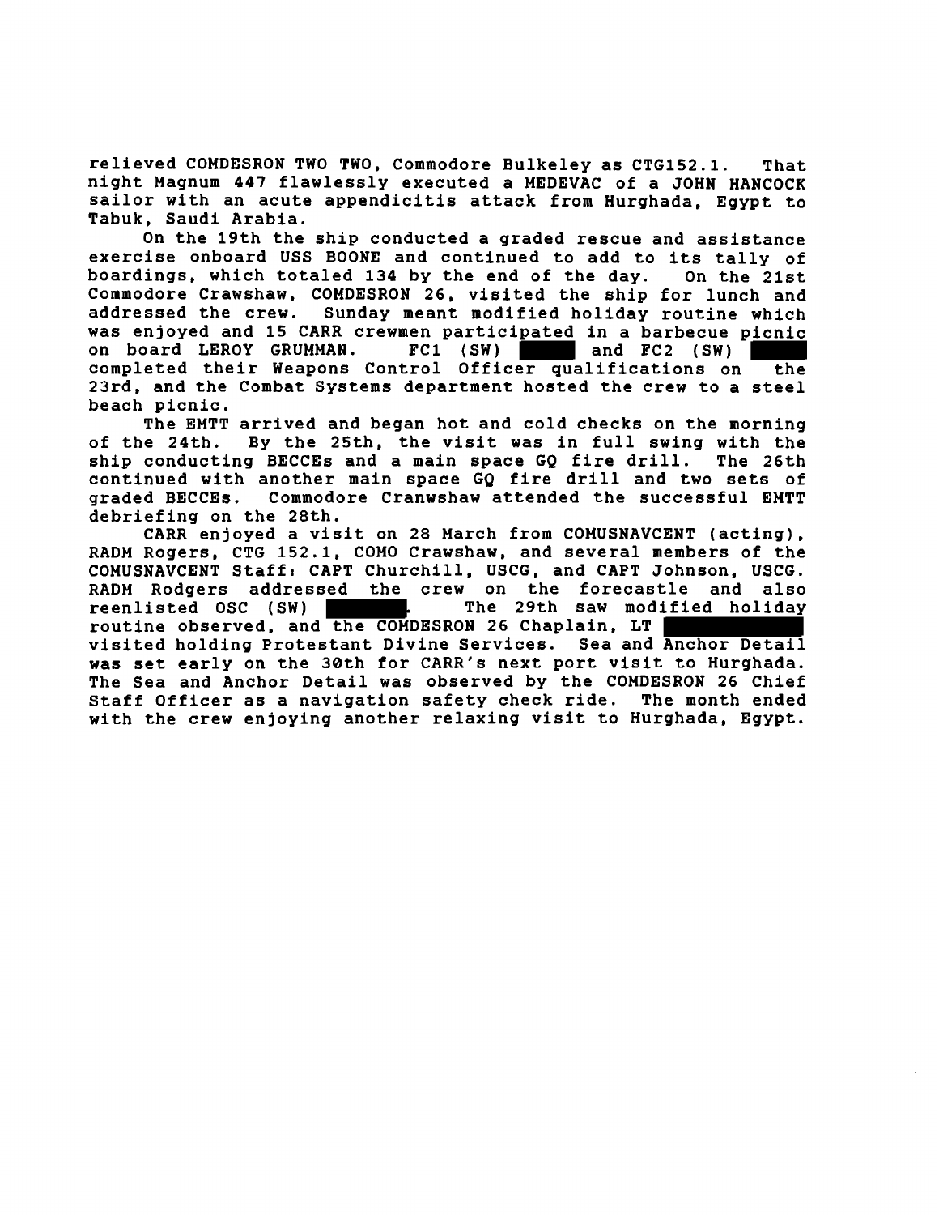relieved COMDESRON TWO TWO, Commodore Bulkeley as CTG152.1. That night Magnum 447 flawlessly executed a MEDEVAC of a JOHN HANCOCK sailor with an acute appendicitis attack from Hurghada, Egypt to Tabuk, Saudi Arabia.

On the 19th the ship conducted a graded rescue and assistance exercise onboard USS BOONE and continued to add to its tally of boardings, which totaled 134 by the end of the day. On the 21st Commodore Crawshaw, COMDESRON 26, visited the ship for lunch and addressed the crew. Sunday meant modified holiday routine which was enjoyed and 15 CARR crewmen participated in a barbecue picnic on board LEROY GRUMMAN. FC1 (SW) ██████ and FC2 (SW) ██████ completed their Weapons Control Officer qualifications on the 23rd, and the Combat Systems department hosted the crew to a steel beach picnic.

The EMTT arrived and began hot and cold checks on the morning of the 24th. By the 25th, the visit was in full swing with the ship conducting BECCEs and a main space GQ fire drill. The 26th continued with another main space GQ fire drill and two sets of graded BECCEs. Commodore Cranwshaw attended the successful EMTT debriefing on the 28th.

CARR enjoyed a visit on 28 March from COMUSNAVCENT (acting), RADM Rogers, CTG 152.1, COMO Crawshaw, and several members of the COMUSNAVCENT Staff: CAPT Churchill, USCG, and CAPT Johnson, USCG. RADM Rodgers addressed the crew on the forecastle and also reenlisted OSC (SW) ██████. The 29th saw modified holiday routine observed, and the COMDESRON 26 Chaplain, LT ██████ visited holding Protestant Divine Services. Sea and Anchor Detail was set early on the 30th for CARR's next port visit to Hurghada. The Sea and Anchor Detail was observed by the COMDESRON 26 Chief Staff Officer as a navigation safety check ride. The month ended with the crew enjoying another relaxing visit to Hurghada, Egypt.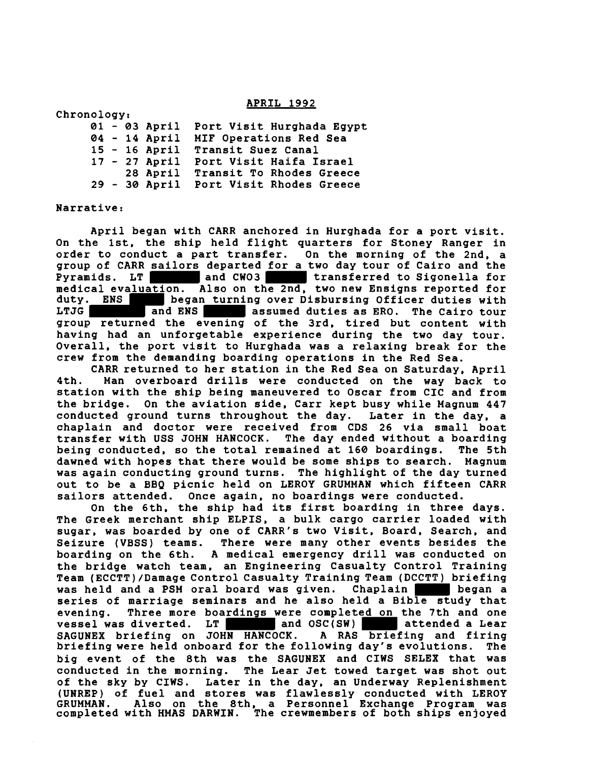## APRIL 1992

Chronology:

| | |
|---|---|
| 01 - 03 April | Port Visit Hurghada Egypt |
| 04 - 14 April | MIF Operations Red Sea |
| 15 - 16 April | Transit Suez Canal |
| 17 - 27 April | Port Visit Haifa Israel |
| 28 April | Transit To Rhodes Greece |
| 29 - 30 April | Port Visit Rhodes Greece |

Narrative:

April began with CARR anchored in Hurghada for a port visit. On the 1st, the ship held flight quarters for Stoney Ranger in order to conduct a part transfer. On the morning of the 2nd, a group of CARR sailors departed for a two day tour of Cairo and the Pyramids. LT ██████ and CWO3 ██████ transferred to Sigonella for medical evaluation. Also on the 2nd, two new Ensigns reported for duty. ENS ████ began turning over Disbursing Officer duties with LTJG ██████ and ENS ██████ assumed duties as ERO. The Cairo tour group returned the evening of the 3rd, tired but content with having had an unforgetable experience during the two day tour. Overall, the port visit to Hurghada was a relaxing break for the crew from the demanding boarding operations in the Red Sea.

CARR returned to her station in the Red Sea on Saturday, April 4th. Man overboard drills were conducted on the way back to station with the ship being maneuvered to Oscar from CIC and from the bridge. On the aviation side, Carr kept busy while Magnum 447 conducted ground turns throughout the day. Later in the day, a chaplain and doctor were received from CDS 26 via small boat transfer with USS JOHN HANCOCK. The day ended without a boarding being conducted, so the total remained at 160 boardings. The 5th dawned with hopes that there would be some ships to search. Magnum was again conducting ground turns. The highlight of the day turned out to be a BBQ picnic held on LEROY GRUMMAN which fifteen CARR sailors attended. Once again, no boardings were conducted.

On the 6th, the ship had its first boarding in three days. The Greek merchant ship ELPIS, a bulk cargo carrier loaded with sugar, was boarded by one of CARR's two Visit, Board, Search, and Seizure (VBSS) teams. There were many other events besides the boarding on the 6th. A medical emergency drill was conducted on the bridge watch team, an Engineering Casualty Control Training Team (ECCTT)/Damage Control Casualty Training Team (DCCTT) briefing was held and a PSM oral board was given. Chaplain ████ began a series of marriage seminars and he also held a Bible study that evening. Three more boardings were completed on the 7th and one vessel was diverted. LT ██████ and OSC(SW) ████ attended a Lear SAGUNEX briefing on JOHN HANCOCK. A RAS briefing and firing briefing were held onboard for the following day's evolutions. The big event of the 8th was the SAGUNEX and CIWS SELEX that was conducted in the morning. The Lear Jet towed target was shot out of the sky by CIWS. Later in the day, an Underway Replenishment (UNREP) of fuel and stores was flawlessly conducted with LEROY GRUMMAN. Also on the 8th, a Personnel Exchange Program was completed with HMAS DARWIN. The crewmembers of both ships enjoyed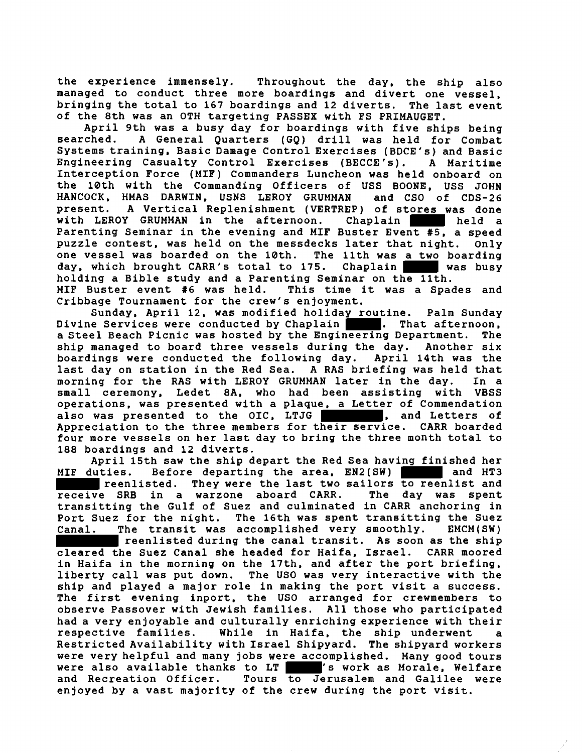the experience immensely. Throughout the day, the ship also managed to conduct three more boardings and divert one vessel, bringing the total to 167 boardings and 12 diverts. The last event of the 8th was an OTH targeting PASSEX with FS PRIMAUGET.

April 9th was a busy day for boardings with five ships being searched. A General Quarters (GQ) drill was held for Combat Systems training, Basic Damage Control Exercises (BDCE's) and Basic Engineering Casualty Control Exercises (BECCE's). A Maritime Interception Force (MIF) Commanders Luncheon was held onboard on the 10th with the Commanding Officers of USS BOONE, USS JOHN HANCOCK, HMAS DARWIN, USNS LEROY GRUMMAN and CSO of CDS-26 present. A Vertical Replenishment (VERTREP) of stores was done with LEROY GRUMMAN in the afternoon. Chaplain ██████ held a Parenting Seminar in the evening and MIF Buster Event #5, a speed puzzle contest, was held on the messdecks later that night. Only one vessel was boarded on the 10th. The 11th was a two boarding day, which brought CARR's total to 175. Chaplain ██████ was busy holding a Bible study and a Parenting Seminar on the 11th. MIF Buster event #6 was held. This time it was a Spades and Cribbage Tournament for the crew's enjoyment.

Sunday, April 12, was modified holiday routine. Palm Sunday Divine Services were conducted by Chaplain ██████. That afternoon, a Steel Beach Picnic was hosted by the Engineering Department. The ship managed to board three vessels during the day. Another six boardings were conducted the following day. April 14th was the last day on station in the Red Sea. A RAS briefing was held that morning for the RAS with LEROY GRUMMAN later in the day. In a small ceremony, Ledet 8A, who had been assisting with VBSS operations, was presented with a plaque, a Letter of Commendation also was presented to the OIC, LTJG ██████████, and Letters of Appreciation to the three members for their service. CARR boarded four more vessels on her last day to bring the three month total to 188 boardings and 12 diverts.

April 15th saw the ship depart the Red Sea having finished her MIF duties. Before departing the area, EN2(SW) ██████ and HT3 ██████ reenlisted. They were the last two sailors to reenlist and receive SRB in a warzone aboard CARR. The day was spent transitting the Gulf of Suez and culminated in CARR anchoring in Port Suez for the night. The 16th was spent transitting the Suez Canal. The transit was accomplished very smoothly. EMCM(SW) ██████████ reenlisted during the canal transit. As soon as the ship cleared the Suez Canal she headed for Haifa, Israel. CARR moored in Haifa in the morning on the 17th, and after the port briefing, liberty call was put down. The USO was very interactive with the ship and played a major role in making the port visit a success. The first evening inport, the USO arranged for crewmembers to observe Passover with Jewish families. All those who participated had a very enjoyable and culturally enriching experience with their respective families. While in Haifa, the ship underwent a Restricted Availability with Israel Shipyard. The shipyard workers were very helpful and many jobs were accomplished. Many good tours were also available thanks to LT ██████'s work as Morale, Welfare and Recreation Officer. Tours to Jerusalem and Galilee were enjoyed by a vast majority of the crew during the port visit.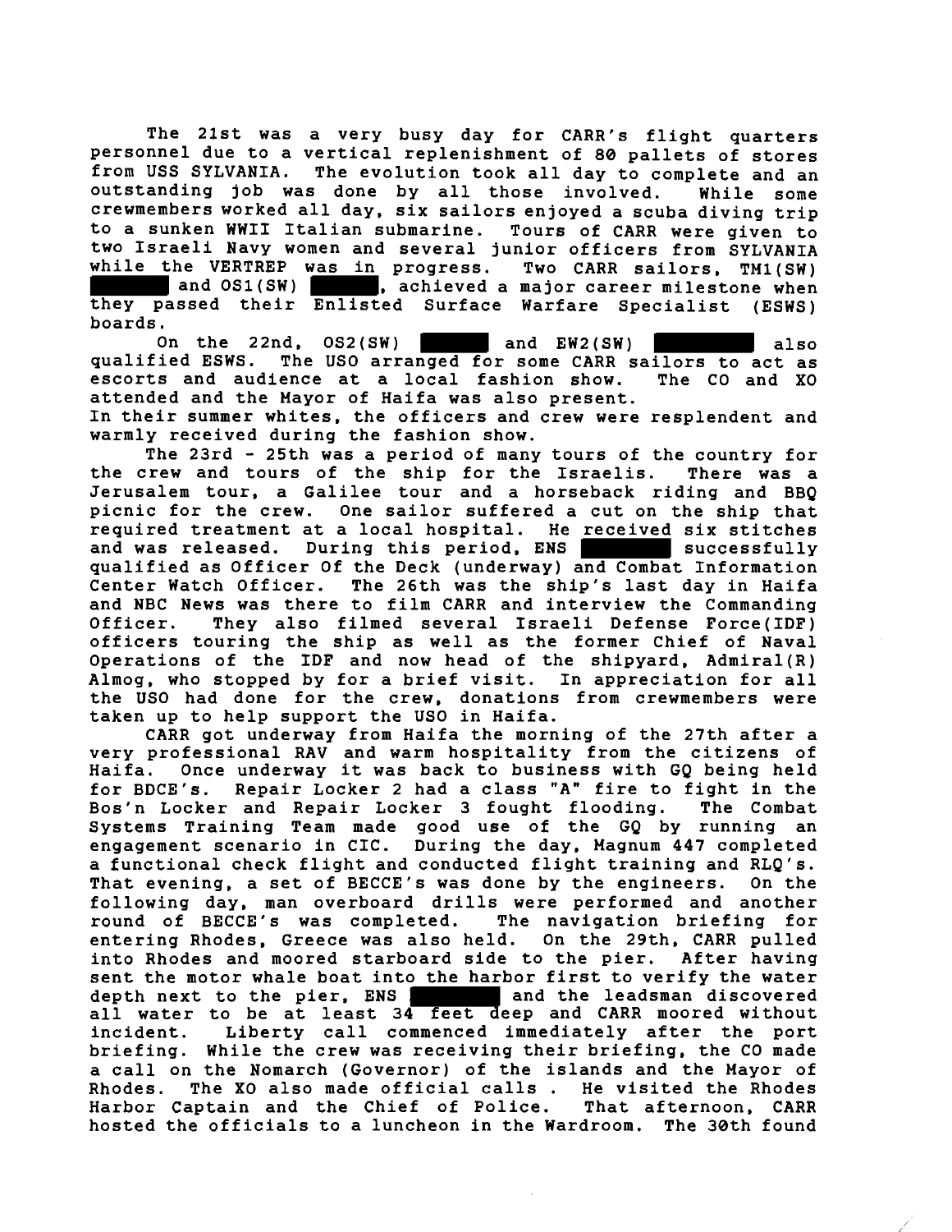The 21st was a very busy day for CARR's flight quarters personnel due to a vertical replenishment of 80 pallets of stores from USS SYLVANIA. The evolution took all day to complete and an outstanding job was done by all those involved. While some crewmembers worked all day, six sailors enjoyed a scuba diving trip to a sunken WWII Italian submarine. Tours of CARR were given to two Israeli Navy women and several junior officers from SYLVANIA while the VERTREP was in progress. Two CARR sailors, TM1(SW) ██████ and OS1(SW) ██████, achieved a major career milestone when they passed their Enlisted Surface Warfare Specialist (ESWS) boards.

On the 22nd, OS2(SW) ██████ and EW2(SW) ██████ also qualified ESWS. The USO arranged for some CARR sailors to act as escorts and audience at a local fashion show. The CO and XO attended and the Mayor of Haifa was also present.
In their summer whites, the officers and crew were resplendent and warmly received during the fashion show.

The 23rd - 25th was a period of many tours of the country for the crew and tours of the ship for the Israelis. There was a Jerusalem tour, a Galilee tour and a horseback riding and BBQ picnic for the crew. One sailor suffered a cut on the ship that required treatment at a local hospital. He received six stitches and was released. During this period, ENS ██████ successfully qualified as Officer Of the Deck (underway) and Combat Information Center Watch Officer. The 26th was the ship's last day in Haifa and NBC News was there to film CARR and interview the Commanding Officer. They also filmed several Israeli Defense Force(IDF) officers touring the ship as well as the former Chief of Naval Operations of the IDF and now head of the shipyard, Admiral(R) Almog, who stopped by for a brief visit. In appreciation for all the USO had done for the crew, donations from crewmembers were taken up to help support the USO in Haifa.

CARR got underway from Haifa the morning of the 27th after a very professional RAV and warm hospitality from the citizens of Haifa. Once underway it was back to business with GQ being held for BDCE's. Repair Locker 2 had a class "A" fire to fight in the Bos'n Locker and Repair Locker 3 fought flooding. The Combat Systems Training Team made good use of the GQ by running an engagement scenario in CIC. During the day, Magnum 447 completed a functional check flight and conducted flight training and RLQ's. That evening, a set of BECCE's was done by the engineers. On the following day, man overboard drills were performed and another round of BECCE's was completed. The navigation briefing for entering Rhodes, Greece was also held. On the 29th, CARR pulled into Rhodes and moored starboard side to the pier. After having sent the motor whale boat into the harbor first to verify the water depth next to the pier, ENS ██████ and the leadsman discovered all water to be at least 34 feet deep and CARR moored without incident. Liberty call commenced immediately after the port briefing. While the crew was receiving their briefing, the CO made a call on the Nomarch (Governor) of the islands and the Mayor of Rhodes. The XO also made official calls . He visited the Rhodes Harbor Captain and the Chief of Police. That afternoon, CARR hosted the officials to a luncheon in the Wardroom. The 30th found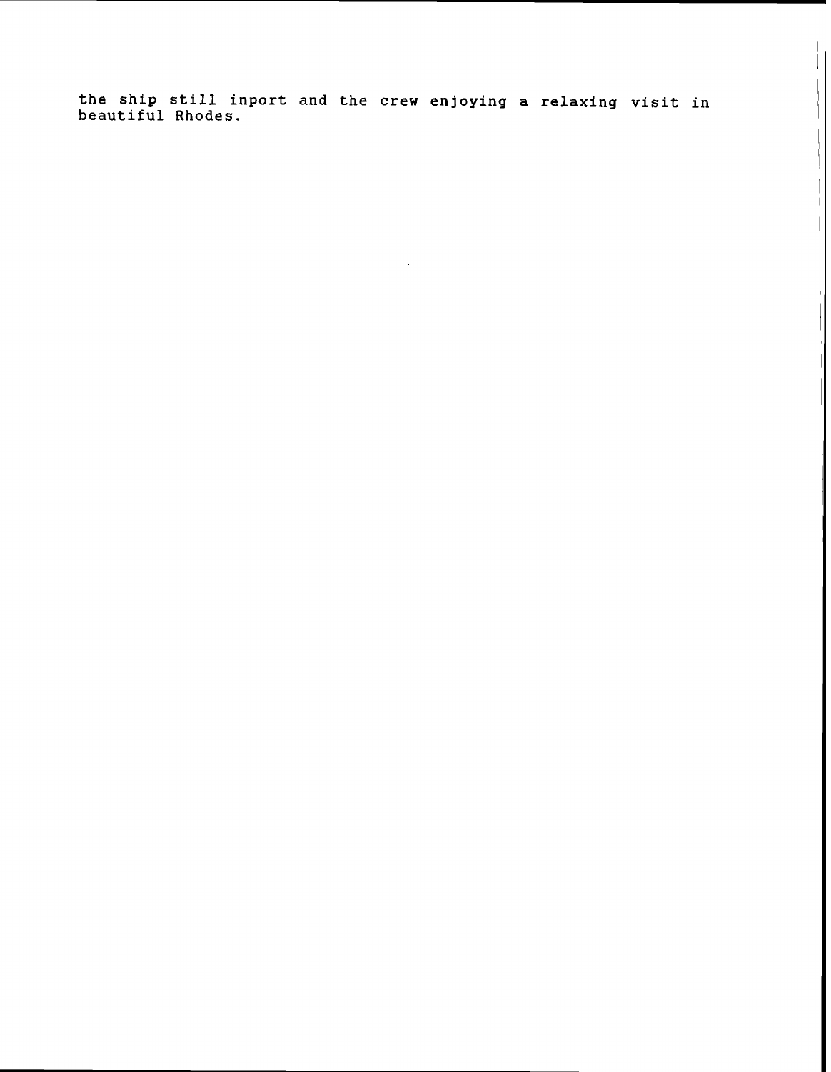the ship still inport and the crew enjoying a relaxing visit in beautiful Rhodes.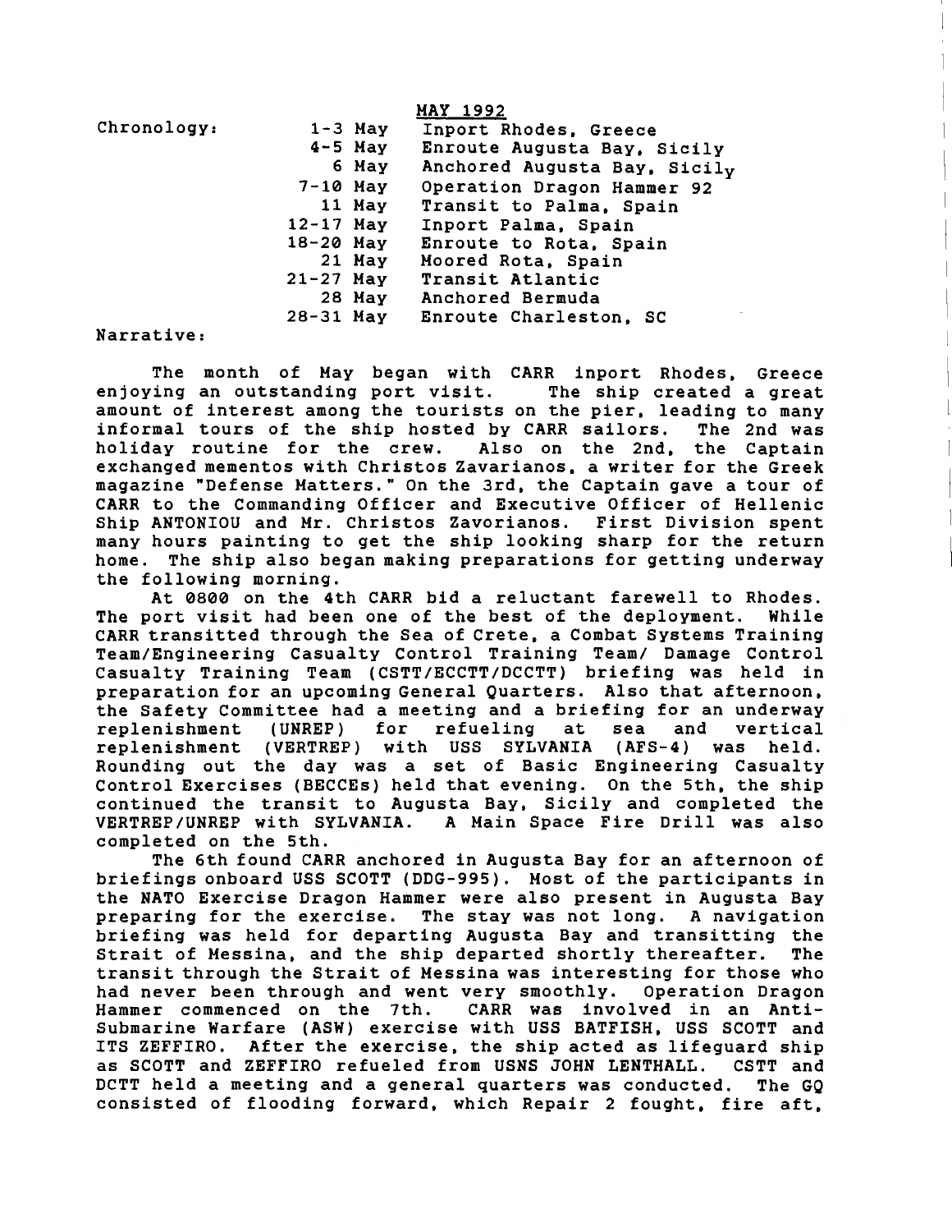## MAY 1992

Chronology:

| | |
|---|---|
| 1-3 May | Inport Rhodes, Greece |
| 4-5 May | Enroute Augusta Bay, Sicily |
| 6 May | Anchored Augusta Bay, Sicily |
| 7-10 May | Operation Dragon Hammer 92 |
| 11 May | Transit to Palma, Spain |
| 12-17 May | Inport Palma, Spain |
| 18-20 May | Enroute to Rota, Spain |
| 21 May | Moored Rota, Spain |
| 21-27 May | Transit Atlantic |
| 28 May | Anchored Bermuda |
| 28-31 May | Enroute Charleston, SC |

Narrative:

The month of May began with CARR inport Rhodes, Greece enjoying an outstanding port visit. The ship created a great amount of interest among the tourists on the pier, leading to many informal tours of the ship hosted by CARR sailors. The 2nd was holiday routine for the crew. Also on the 2nd, the Captain exchanged mementos with Christos Zavarianos, a writer for the Greek magazine "Defense Matters." On the 3rd, the Captain gave a tour of CARR to the Commanding Officer and Executive Officer of Hellenic Ship ANTONIOU and Mr. Christos Zavorianos. First Division spent many hours painting to get the ship looking sharp for the return home. The ship also began making preparations for getting underway the following morning.

At 0800 on the 4th CARR bid a reluctant farewell to Rhodes. The port visit had been one of the best of the deployment. While CARR transitted through the Sea of Crete, a Combat Systems Training Team/Engineering Casualty Control Training Team/ Damage Control Casualty Training Team (CSTT/ECCTT/DCCTT) briefing was held in preparation for an upcoming General Quarters. Also that afternoon, the Safety Committee had a meeting and a briefing for an underway replenishment (UNREP) for refueling at sea and vertical replenishment (VERTREP) with USS SYLVANIA (AFS-4) was held. Rounding out the day was a set of Basic Engineering Casualty Control Exercises (BECCEs) held that evening. On the 5th, the ship continued the transit to Augusta Bay, Sicily and completed the VERTREP/UNREP with SYLVANIA. A Main Space Fire Drill was also completed on the 5th.

The 6th found CARR anchored in Augusta Bay for an afternoon of briefings onboard USS SCOTT (DDG-995). Most of the participants in the NATO Exercise Dragon Hammer were also present in Augusta Bay preparing for the exercise. The stay was not long. A navigation briefing was held for departing Augusta Bay and transitting the Strait of Messina, and the ship departed shortly thereafter. The transit through the Strait of Messina was interesting for those who had never been through and went very smoothly. Operation Dragon Hammer commenced on the 7th. CARR was involved in an Anti-Submarine Warfare (ASW) exercise with USS BATFISH, USS SCOTT and ITS ZEFFIRO. After the exercise, the ship acted as lifeguard ship as SCOTT and ZEFFIRO refueled from USNS JOHN LENTHALL. CSTT and DCTT held a meeting and a general quarters was conducted. The GQ consisted of flooding forward, which Repair 2 fought, fire aft,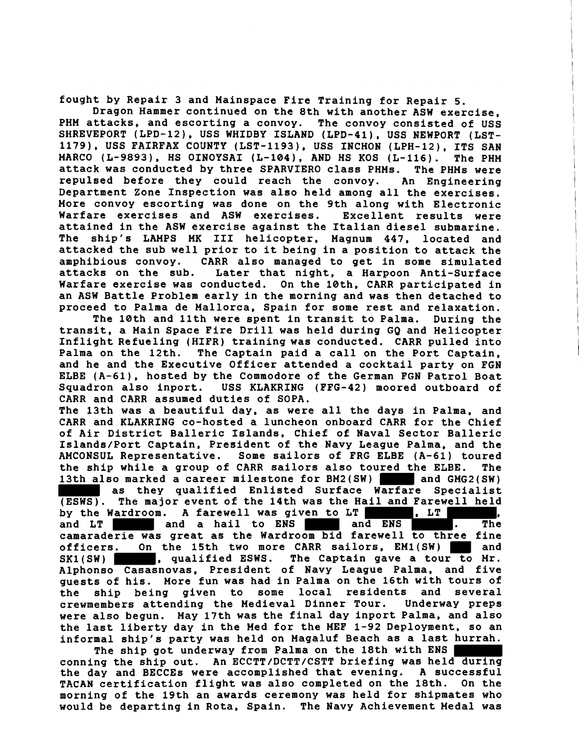fought by Repair 3 and Mainspace Fire Training for Repair 5.

Dragon Hammer continued on the 8th with another ASW exercise, PHM attacks, and escorting a convoy. The convoy consisted of USS SHREVEPORT (LPD-12), USS WHIDBY ISLAND (LPD-41), USS NEWPORT (LST-1179), USS FAIRFAX COUNTY (LST-1193), USS INCHON (LPH-12), ITS SAN MARCO (L-9893), HS OINOYSAI (L-104), AND HS KOS (L-116). The PHM attack was conducted by three SPARVIERO class PHMs. The PHMs were repulsed before they could reach the convoy. An Engineering Department Zone Inspection was also held among all the exercises. More convoy escorting was done on the 9th along with Electronic Warfare exercises and ASW exercises. Excellent results were attained in the ASW exercise against the Italian diesel submarine. The ship's LAMPS MK III helicopter, Magnum 447, located and attacked the sub well prior to it being in a position to attack the amphibious convoy. CARR also managed to get in some simulated attacks on the sub. Later that night, a Harpoon Anti-Surface Warfare exercise was conducted. On the 10th, CARR participated in an ASW Battle Problem early in the morning and was then detached to proceed to Palma de Mallorca, Spain for some rest and relaxation.

The 10th and 11th were spent in transit to Palma. During the transit, a Main Space Fire Drill was held during GQ and Helicopter Inflight Refueling (HIFR) training was conducted. CARR pulled into Palma on the 12th. The Captain paid a call on the Port Captain, and he and the Executive Officer attended a cocktail party on FGN ELBE (A-61), hosted by the Commodore of the German FGN Patrol Boat Squadron also inport. USS KLAKRING (FFG-42) moored outboard of CARR and CARR assumed duties of SOPA.

The 13th was a beautiful day, as were all the days in Palma, and CARR and KLAKRING co-hosted a luncheon onboard CARR for the Chief of Air District Balleric Islands, Chief of Naval Sector Balleric Islands/Port Captain, President of the Navy League Palma, and the AMCONSUL Representative. Some sailors of FRG ELBE (A-61) toured the ship while a group of CARR sailors also toured the ELBE. The 13th also marked a career milestone for BM2(SW) ██████ and GMG2(SW) ██████ as they qualified Enlisted Surface Warfare Specialist (ESWS). The major event of the 14th was the Hail and Farewell held by the Wardroom. A farewell was given to LT ██████, LT ██████, and LT ██████ and a hail to ENS ██████ and ENS ██████. The camaraderie was great as the Wardroom bid farewell to three fine officers. On the 15th two more CARR sailors, EM1(SW) ██████ and SK1(SW) ██████, qualified ESWS. The Captain gave a tour to Mr. Alphonso Casasnovas, President of Navy League Palma, and five guests of his. More fun was had in Palma on the 16th with tours of the ship being given to some local residents and several crewmembers attending the Medieval Dinner Tour. Underway preps were also begun. May 17th was the final day inport Palma, and also the last liberty day in the Med for the MEF 1-92 Deployment, so an informal ship's party was held on Magaluf Beach as a last hurrah.

The ship got underway from Palma on the 18th with ENS ██████ conning the ship out. An ECCTT/DCTT/CSTT briefing was held during the day and BECCEs were accomplished that evening. A successful TACAN certification flight was also completed on the 18th. On the morning of the 19th an awards ceremony was held for shipmates who would be departing in Rota, Spain. The Navy Achievement Medal was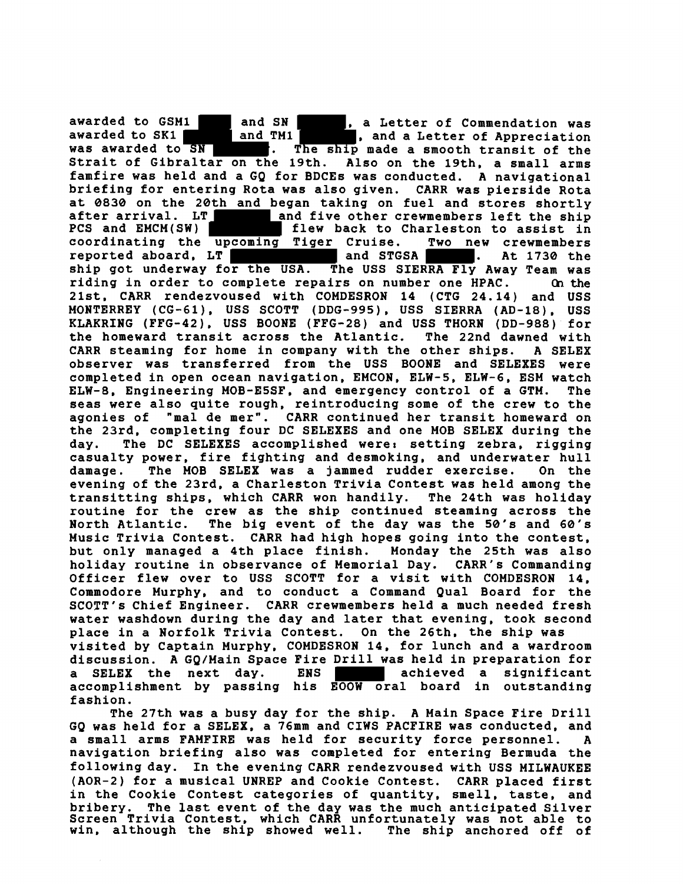awarded to GSM1 ████ and SN █████, a Letter of Commendation was awarded to SK1 █████ and TM1 █████, and a Letter of Appreciation was awarded to SN █████. The ship made a smooth transit of the Strait of Gibraltar on the 19th. Also on the 19th, a small arms famfire was held and a GQ for BDCEs was conducted. A navigational briefing for entering Rota was also given. CARR was pierside Rota at 0830 on the 20th and began taking on fuel and stores shortly after arrival. LT █████ and five other crewmembers left the ship PCS and EMCM(SW) █████ flew back to Charleston to assist in coordinating the upcoming Tiger Cruise. Two new crewmembers reported aboard, LT █████ and STGSA █████. At 1730 the ship got underway for the USA. The USS SIERRA Fly Away Team was riding in order to complete repairs on number one HPAC. On the 21st, CARR rendezvoused with COMDESRON 14 (CTG 24.14) and USS MONTERREY (CG-61), USS SCOTT (DDG-995), USS SIERRA (AD-18), USS KLAKRING (FFG-42), USS BOONE (FFG-28) and USS THORN (DD-988) for the homeward transit across the Atlantic. The 22nd dawned with CARR steaming for home in company with the other ships. A SELEX observer was transferred from the USS BOONE and SELEXES were completed in open ocean navigation, EMCON, ELW-5, ELW-6, ESM watch ELW-8, Engineering MOB-E5SF, and emergency control of a GTM. The seas were also quite rough, reintroducing some of the crew to the agonies of "mal de mer". CARR continued her transit homeward on the 23rd, completing four DC SELEXES and one MOB SELEX during the day. The DC SELEXES accomplished were: setting zebra, rigging casualty power, fire fighting and desmoking, and underwater hull damage. The MOB SELEX was a jammed rudder exercise. On the evening of the 23rd, a Charleston Trivia Contest was held among the transitting ships, which CARR won handily. The 24th was holiday routine for the crew as the ship continued steaming across the North Atlantic. The big event of the day was the 50's and 60's Music Trivia Contest. CARR had high hopes going into the contest, but only managed a 4th place finish. Monday the 25th was also holiday routine in observance of Memorial Day. CARR's Commanding Officer flew over to USS SCOTT for a visit with COMDESRON 14, Commodore Murphy, and to conduct a Command Qual Board for the SCOTT's Chief Engineer. CARR crewmembers held a much needed fresh water washdown during the day and later that evening, took second place in a Norfolk Trivia Contest. On the 26th, the ship was visited by Captain Murphy, COMDESRON 14, for lunch and a wardroom discussion. A GQ/Main Space Fire Drill was held in preparation for a SELEX the next day. ENS █████ achieved a significant accomplishment by passing his EOOW oral board in outstanding fashion.

The 27th was a busy day for the ship. A Main Space Fire Drill GQ was held for a SELEX, a 76mm and CIWS PACFIRE was conducted, and a small arms FAMFIRE was held for security force personnel. A navigation briefing also was completed for entering Bermuda the following day. In the evening CARR rendezvoused with USS MILWAUKEE (AOR-2) for a musical UNREP and Cookie Contest. CARR placed first in the Cookie Contest categories of quantity, smell, taste, and bribery. The last event of the day was the much anticipated Silver Screen Trivia Contest, which CARR unfortunately was not able to win, although the ship showed well. The ship anchored off of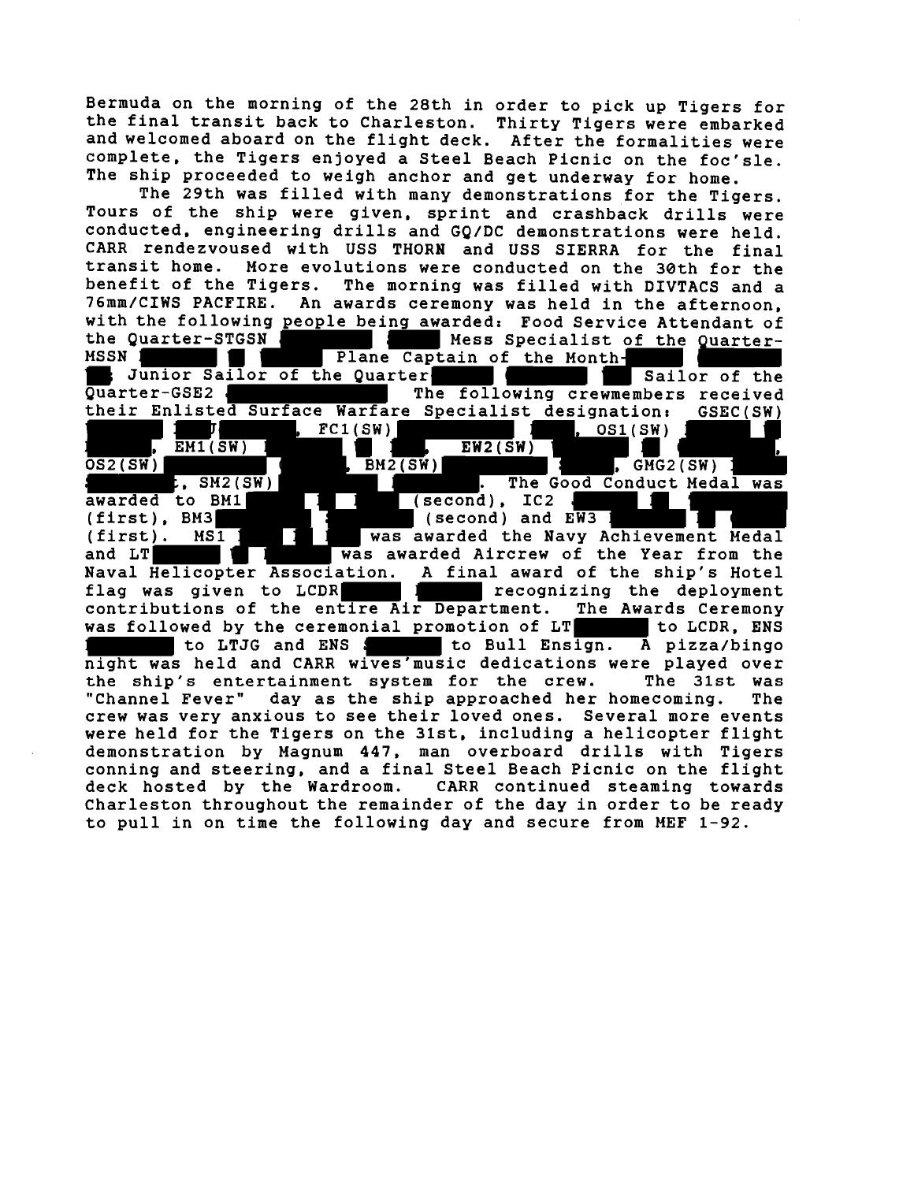Bermuda on the morning of the 28th in order to pick up Tigers for the final transit back to Charleston. Thirty Tigers were embarked and welcomed aboard on the flight deck. After the formalities were complete, the Tigers enjoyed a Steel Beach Picnic on the foc'sle. The ship proceeded to weigh anchor and get underway for home.

The 29th was filled with many demonstrations for the Tigers. Tours of the ship were given, sprint and crashback drills were conducted, engineering drills and GQ/DC demonstrations were held. CARR rendezvoused with USS THORN and USS SIERRA for the final transit home. More evolutions were conducted on the 30th for the benefit of the Tigers. The morning was filled with DIVTACS and a 76mm/CIWS PACFIRE. An awards ceremony was held in the afternoon, with the following people being awarded: Food Service Attendant of the Quarter-STGSN [REDACTED] Mess Specialist of the Quarter-MSSN [REDACTED] Plane Captain of the Month- [REDACTED] Junior Sailor of the Quarter [REDACTED] Sailor of the Quarter-GSE2 [REDACTED] The following crewmembers received their Enlisted Surface Warfare Specialist designation: GSEC(SW) [REDACTED], FC1(SW) [REDACTED], OS1(SW) [REDACTED], EM1(SW) [REDACTED], EW2(SW) [REDACTED], OS2(SW) [REDACTED], BM2(SW) [REDACTED], GMG2(SW) [REDACTED], SM2(SW) [REDACTED]. The Good Conduct Medal was awarded to BM1 [REDACTED] (second), IC2 [REDACTED] (first), BM3 [REDACTED] (second) and EW3 [REDACTED] (first). MS1 [REDACTED] was awarded the Navy Achievement Medal and LT [REDACTED] was awarded Aircrew of the Year from the Naval Helicopter Association. A final award of the ship's Hotel flag was given to LCDR [REDACTED] recognizing the deployment contributions of the entire Air Department. The Awards Ceremony was followed by the ceremonial promotion of LT [REDACTED] to LCDR, ENS [REDACTED] to LTJG and ENS [REDACTED] to Bull Ensign. A pizza/bingo night was held and CARR wives'music dedications were played over the ship's entertainment system for the crew. The 31st was "Channel Fever" day as the ship approached her homecoming. The crew was very anxious to see their loved ones. Several more events were held for the Tigers on the 31st, including a helicopter flight demonstration by Magnum 447, man overboard drills with Tigers conning and steering, and a final Steel Beach Picnic on the flight deck hosted by the Wardroom. CARR continued steaming towards Charleston throughout the remainder of the day in order to be ready to pull in on time the following day and secure from MEF 1-92.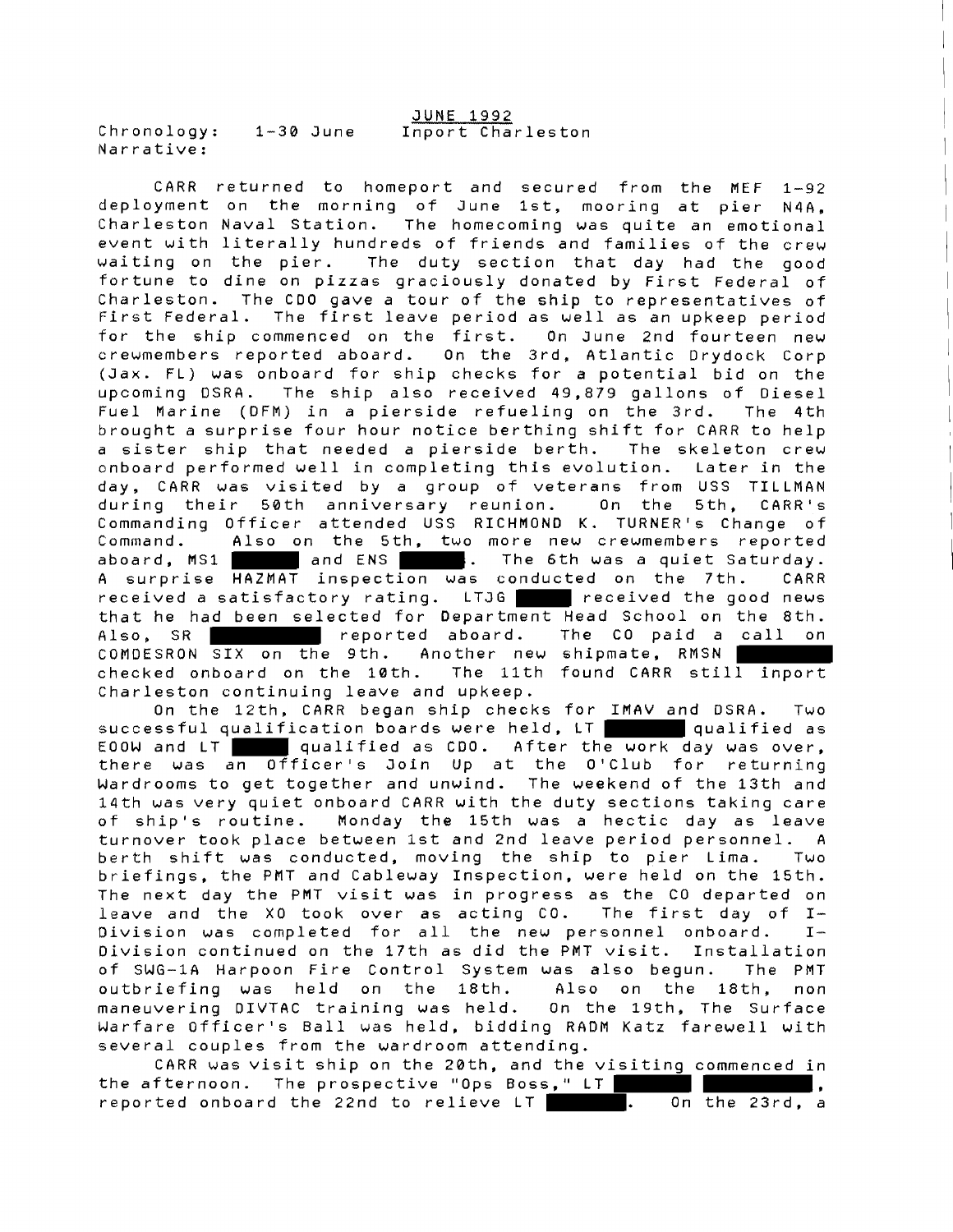JUNE 1992

Chronology: 1-30 June Inport Charleston
Narrative:

CARR returned to homeport and secured from the MEF 1-92 deployment on the morning of June 1st, mooring at pier N4A, Charleston Naval Station. The homecoming was quite an emotional event with literally hundreds of friends and families of the crew waiting on the pier. The duty section that day had the good fortune to dine on pizzas graciously donated by First Federal of Charleston. The CDO gave a tour of the ship to representatives of First Federal. The first leave period as well as an upkeep period for the ship commenced on the first. On June 2nd fourteen new crewmembers reported aboard. On the 3rd, Atlantic Drydock Corp (Jax. FL) was onboard for ship checks for a potential bid on the upcoming DSRA. The ship also received 49,879 gallons of Diesel Fuel Marine (DFM) in a pierside refueling on the 3rd. The 4th brought a surprise four hour notice berthing shift for CARR to help a sister ship that needed a pierside berth. The skeleton crew onboard performed well in completing this evolution. Later in the day, CARR was visited by a group of veterans from USS TILLMAN during their 50th anniversary reunion. On the 5th, CARR's Commanding Officer attended USS RICHMOND K. TURNER's Change of Command. Also on the 5th, two more new crewmembers reported aboard, MS1 ██████ and ENS ██████. The 6th was a quiet Saturday. A surprise HAZMAT inspection was conducted on the 7th. CARR received a satisfactory rating. LTJG █████ received the good news that he had been selected for Department Head School on the 8th. Also, SR ██████████ reported aboard. The CO paid a call on COMDESRON SIX on the 9th. Another new shipmate, RMSN ████████ checked onboard on the 10th. The 11th found CARR still inport Charleston continuing leave and upkeep.

On the 12th, CARR began ship checks for IMAV and DSRA. Two successful qualification boards were held, LT ████████ qualified as EOOW and LT █████ qualified as CDO. After the work day was over, there was an Officer's Join Up at the O'Club for returning Wardrooms to get together and unwind. The weekend of the 13th and 14th was very quiet onboard CARR with the duty sections taking care of ship's routine. Monday the 15th was a hectic day as leave turnover took place between 1st and 2nd leave period personnel. A berth shift was conducted, moving the ship to pier Lima. Two briefings, the PMT and Cableway Inspection, were held on the 15th. The next day the PMT visit was in progress as the CO departed on leave and the XO took over as acting CO. The first day of I-Division was completed for all the new personnel onboard. I-Division continued on the 17th as did the PMT visit. Installation of SWG-1A Harpoon Fire Control System was also begun. The PMT outbriefing was held on the 18th. Also on the 18th, non maneuvering DIVTAC training was held. On the 19th, The Surface Warfare Officer's Ball was held, bidding RADM Katz farewell with several couples from the wardroom attending.

CARR was visit ship on the 20th, and the visiting commenced in the afternoon. The prospective "Ops Boss," LT ███████ ██████████, reported onboard the 22nd to relieve LT ████████. On the 23rd, a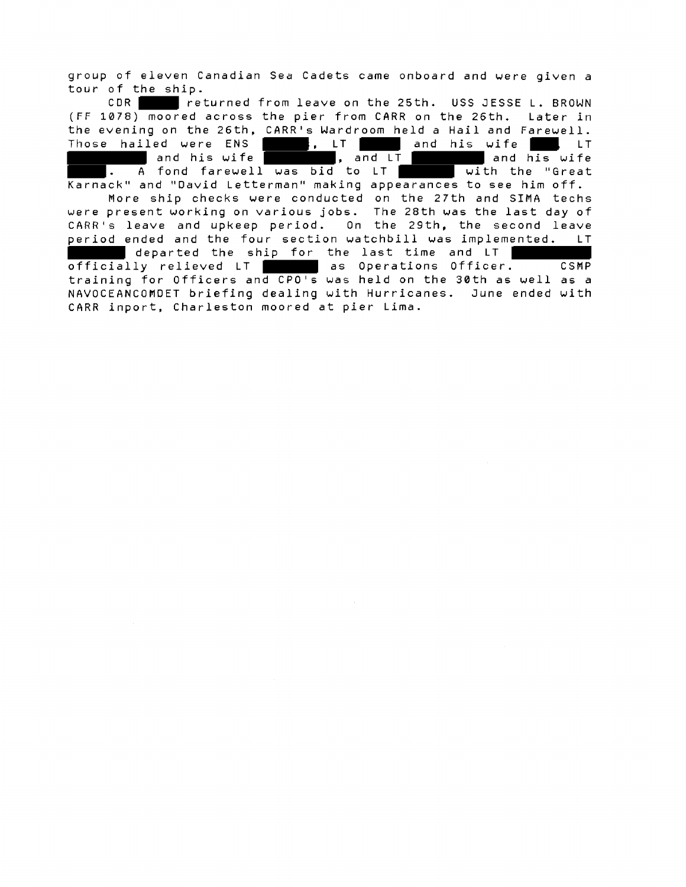group of eleven Canadian Sea Cadets came onboard and were given a tour of the ship.

CDR ██████ returned from leave on the 25th. USS JESSE L. BROWN (FF 1078) moored across the pier from CARR on the 26th. Later in the evening on the 26th, CARR's Wardroom held a Hail and Farewell. Those hailed were ENS ██████, LT ██████ and his wife ████, LT ██████████ and his wife ██████████, and LT ██████████ and his wife █████. A fond farewell was bid to LT ███████ with the "Great Karnack" and "David Letterman" making appearances to see him off.

More ship checks were conducted on the 27th and SIMA techs were present working on various jobs. The 28th was the last day of CARR's leave and upkeep period. On the 29th, the second leave period ended and the four section watchbill was implemented. LT ███████ departed the ship for the last time and LT ██████████ officially relieved LT ███████ as Operations Officer. CSMP training for Officers and CPO's was held on the 30th as well as a NAVOCEANCOMDET briefing dealing with Hurricanes. June ended with CARR inport, Charleston moored at pier Lima.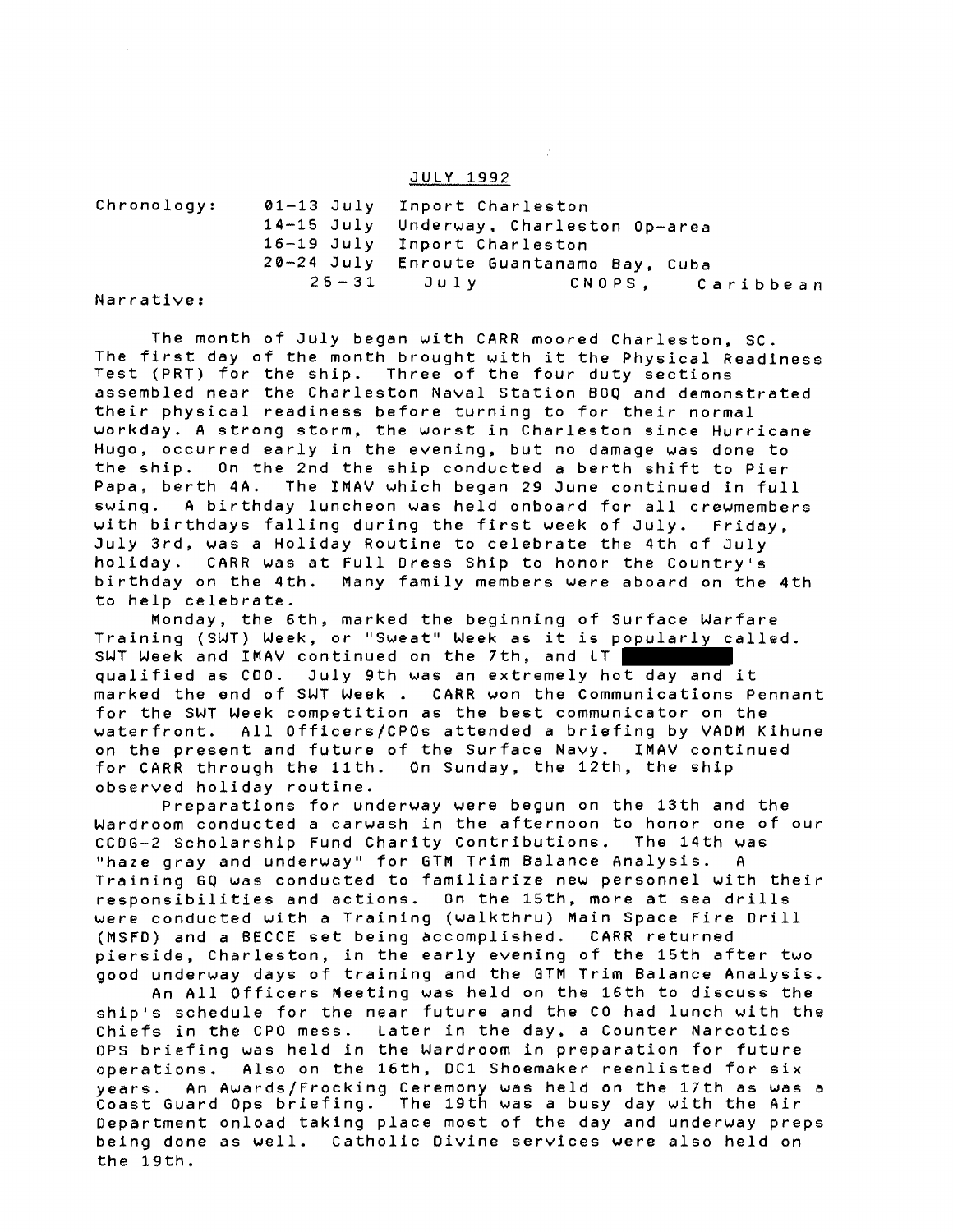JULY 1992

Chronology:

| | |
|---|---|
| 01-13 July | Inport Charleston |
| 14-15 July | Underway, Charleston Op-area |
| 16-19 July | Inport Charleston |
| 20-24 July | Enroute Guantanamo Bay, Cuba |
| 25-31 July | CNOPS, Caribbean |

Narrative:

The month of July began with CARR moored Charleston, SC. The first day of the month brought with it the Physical Readiness Test (PRT) for the ship. Three of the four duty sections assembled near the Charleston Naval Station BOQ and demonstrated their physical readiness before turning to for their normal workday. A strong storm, the worst in Charleston since Hurricane Hugo, occurred early in the evening, but no damage was done to the ship. On the 2nd the ship conducted a berth shift to Pier Papa, berth 4A. The IMAV which began 29 June continued in full swing. A birthday luncheon was held onboard for all crewmembers with birthdays falling during the first week of July. Friday, July 3rd, was a Holiday Routine to celebrate the 4th of July holiday. CARR was at Full Dress Ship to honor the Country's birthday on the 4th. Many family members were aboard on the 4th to help celebrate.

Monday, the 6th, marked the beginning of Surface Warfare Training (SWT) Week, or "Sweat" Week as it is popularly called. SWT Week and IMAV continued on the 7th, and LT [redacted] qualified as CDO. July 9th was an extremely hot day and it marked the end of SWT Week . CARR won the Communications Pennant for the SWT Week competition as the best communicator on the waterfront. All Officers/CPOs attended a briefing by VADM Kihune on the present and future of the Surface Navy. IMAV continued for CARR through the 11th. On Sunday, the 12th, the ship observed holiday routine.

Preparations for underway were begun on the 13th and the Wardroom conducted a carwash in the afternoon to honor one of our CCDG-2 Scholarship Fund Charity Contributions. The 14th was "haze gray and underway" for GTM Trim Balance Analysis. A Training GQ was conducted to familiarize new personnel with their responsibilities and actions. On the 15th, more at sea drills were conducted with a Training (walkthru) Main Space Fire Drill (MSFD) and a BECCE set being accomplished. CARR returned pierside, Charleston, in the early evening of the 15th after two good underway days of training and the GTM Trim Balance Analysis.

An All Officers Meeting was held on the 16th to discuss the ship's schedule for the near future and the CO had lunch with the Chiefs in the CPO mess. Later in the day, a Counter Narcotics OPS briefing was held in the Wardroom in preparation for future operations. Also on the 16th, DC1 Shoemaker reenlisted for six years. An Awards/Frocking Ceremony was held on the 17th as was a Coast Guard Ops briefing. The 19th was a busy day with the Air Department onload taking place most of the day and underway preps being done as well. Catholic Divine services were also held on the 19th.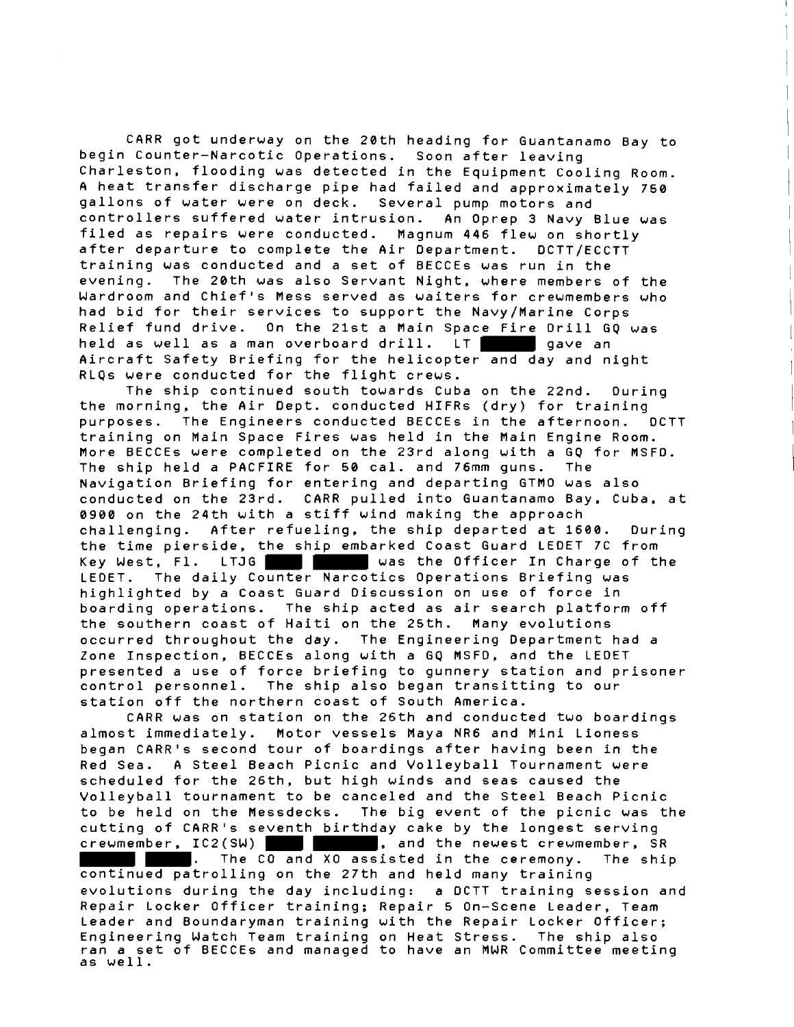CARR got underway on the 20th heading for Guantanamo Bay to begin Counter-Narcotic Operations. Soon after leaving Charleston, flooding was detected in the Equipment Cooling Room. A heat transfer discharge pipe had failed and approximately 750 gallons of water were on deck. Several pump motors and controllers suffered water intrusion. An Oprep 3 Navy Blue was filed as repairs were conducted. Magnum 446 flew on shortly after departure to complete the Air Department. DCTT/ECCTT training was conducted and a set of BECCEs was run in the evening. The 20th was also Servant Night, where members of the Wardroom and Chief's Mess served as waiters for crewmembers who had bid for their services to support the Navy/Marine Corps Relief fund drive. On the 21st a Main Space Fire Drill GQ was held as well as a man overboard drill. LT ██████ gave an Aircraft Safety Briefing for the helicopter and day and night RLQs were conducted for the flight crews.

The ship continued south towards Cuba on the 22nd. During the morning, the Air Dept. conducted HIFRs (dry) for training purposes. The Engineers conducted BECCEs in the afternoon. DCTT training on Main Space Fires was held in the Main Engine Room. More BECCEs were completed on the 23rd along with a GQ for MSFD. The ship held a PACFIRE for 50 cal. and 76mm guns. The Navigation Briefing for entering and departing GTMO was also conducted on the 23rd. CARR pulled into Guantanamo Bay, Cuba, at 0900 on the 24th with a stiff wind making the approach challenging. After refueling, the ship departed at 1600. During the time pierside, the ship embarked Coast Guard LEDET 7C from Key West, Fl. LTJG ████ ██████ was the Officer In Charge of the LEDET. The daily Counter Narcotics Operations Briefing was highlighted by a Coast Guard Discussion on use of force in boarding operations. The ship acted as air search platform off the southern coast of Haiti on the 25th. Many evolutions occurred throughout the day. The Engineering Department had a Zone Inspection, BECCEs along with a GQ MSFD, and the LEDET presented a use of force briefing to gunnery station and prisoner control personnel. The ship also began transitting to our station off the northern coast of South America.

CARR was on station on the 26th and conducted two boardings almost immediately. Motor vessels Maya NR6 and Mini Lioness began CARR's second tour of boardings after having been in the Red Sea. A Steel Beach Picnic and Volleyball Tournament were scheduled for the 26th, but high winds and seas caused the Volleyball tournament to be canceled and the Steel Beach Picnic to be held on the Messdecks. The big event of the picnic was the cutting of CARR's seventh birthday cake by the longest serving crewmember, IC2(SW) ████ ██████, and the newest crewmember, SR █████ ████. The CO and XO assisted in the ceremony. The ship continued patrolling on the 27th and held many training evolutions during the day including: a DCTT training session and Repair Locker Officer training; Repair 5 On-Scene Leader, Team Leader and Boundaryman training with the Repair Locker Officer; Engineering Watch Team training on Heat Stress. The ship also ran a set of BECCEs and managed to have an MWR Committee meeting as well.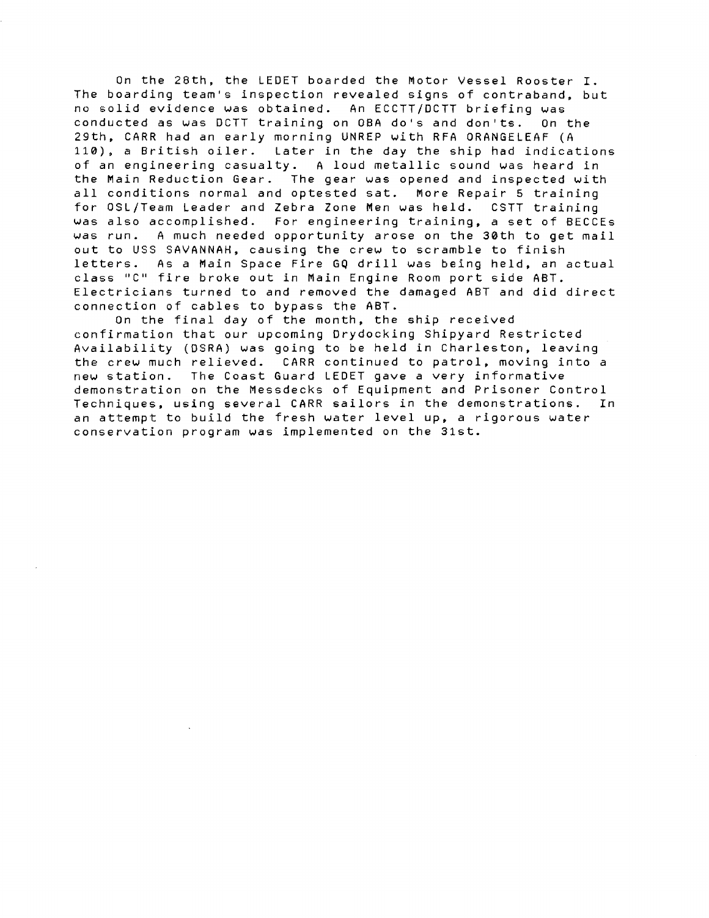On the 28th, the LEDET boarded the Motor Vessel Rooster I. The boarding team's inspection revealed signs of contraband, but no solid evidence was obtained. An ECCTT/DCTT briefing was conducted as was DCTT training on OBA do's and don'ts. On the 29th, CARR had an early morning UNREP with RFA ORANGELEAF (A 110), a British oiler. Later in the day the ship had indications of an engineering casualty. A loud metallic sound was heard in the Main Reduction Gear. The gear was opened and inspected with all conditions normal and optested sat. More Repair 5 training for OSL/Team Leader and Zebra Zone Men was held. CSTT training was also accomplished. For engineering training, a set of BECCEs was run. A much needed opportunity arose on the 30th to get mail out to USS SAVANNAH, causing the crew to scramble to finish letters. As a Main Space Fire GQ drill was being held, an actual class "C" fire broke out in Main Engine Room port side ABT. Electricians turned to and removed the damaged ABT and did direct connection of cables to bypass the ABT.

On the final day of the month, the ship received confirmation that our upcoming Drydocking Shipyard Restricted Availability (DSRA) was going to be held in Charleston, leaving the crew much relieved. CARR continued to patrol, moving into a new station. The Coast Guard LEDET gave a very informative demonstration on the Messdecks of Equipment and Prisoner Control Techniques, using several CARR sailors in the demonstrations. In an attempt to build the fresh water level up, a rigorous water conservation program was implemented on the 31st.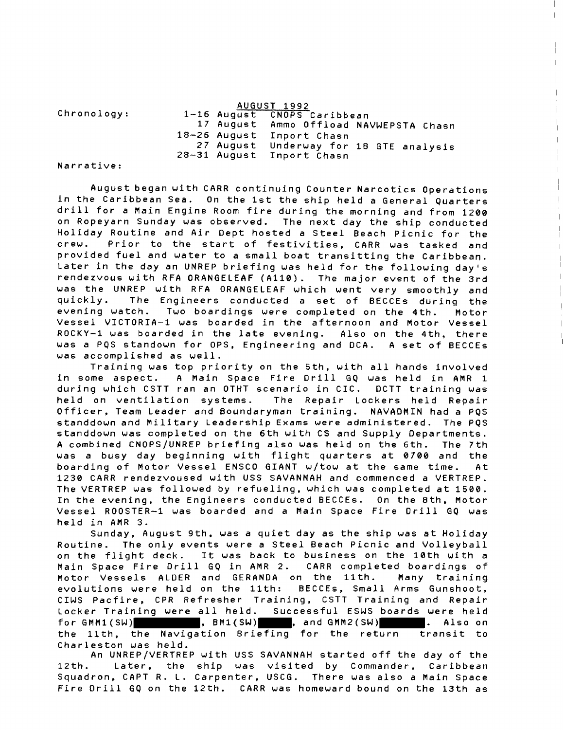## AUGUST 1992

Chronology:

| | |
|---|---|
| 1-16 August | CNOPS Caribbean |
| 17 August | Ammo Offload NAVWEPSTA Chasn |
| 18-26 August | Inport Chasn |
| 27 August | Underway for 1B GTE analysis |
| 28-31 August | Inport Chasn |

Narrative:

August began with CARR continuing Counter Narcotics Operations in the Caribbean Sea. On the 1st the ship held a General Quarters drill for a Main Engine Room fire during the morning and from 1200 on Ropeyarn Sunday was observed. The next day the ship conducted Holiday Routine and Air Dept hosted a Steel Beach Picnic for the crew. Prior to the start of festivities, CARR was tasked and provided fuel and water to a small boat transitting the Caribbean. Later in the day an UNREP briefing was held for the following day's rendezvous with RFA ORANGELEAF (A110). The major event of the 3rd was the UNREP with RFA ORANGELEAF which went very smoothly and quickly. The Engineers conducted a set of BECCEs during the evening watch. Two boardings were completed on the 4th. Motor Vessel VICTORIA-1 was boarded in the afternoon and Motor Vessel ROCKY-1 was boarded in the late evening. Also on the 4th, there was a PQS standown for OPS, Engineering and DCA. A set of BECCEs was accomplished as well.

Training was top priority on the 5th, with all hands involved in some aspect. A Main Space Fire Drill GQ was held in AMR 1 during which CSTT ran an OTHT scenario in CIC. DCTT training was held on ventilation systems. The Repair Lockers held Repair Officer, Team Leader and Boundaryman training. NAVADMIN had a PQS standdown and Military Leadership Exams were administered. The PQS standdown was completed on the 6th with CS and Supply Departments. A combined CNOPS/UNREP briefing also was held on the 6th. The 7th was a busy day beginning with flight quarters at 0700 and the boarding of Motor Vessel ENSCO GIANT w/tow at the same time. At 1230 CARR rendezvoused with USS SAVANNAH and commenced a VERTREP. The VERTREP was followed by refueling, which was completed at 1500. In the evening, the Engineers conducted BECCEs. On the 8th, Motor Vessel ROOSTER-1 was boarded and a Main Space Fire Drill GQ was held in AMR 3.

Sunday, August 9th, was a quiet day as the ship was at Holiday Routine. The only events were a Steel Beach Picnic and Volleyball on the flight deck. It was back to business on the 10th with a Main Space Fire Drill GQ in AMR 2. CARR completed boardings of Motor Vessels ALDER and GERANDA on the 11th. Many training evolutions were held on the 11th: BECCEs, Small Arms Gunshoot, CIWS Pacfire, CPR Refresher Training, CSTT Training and Repair Locker Training were all held. Successful ESWS boards were held for GMM1(SW) ██████, BM1(SW) ████, and GMM2(SW) █████. Also on the 11th, the Navigation Briefing for the return transit to Charleston was held.

An UNREP/VERTREP with USS SAVANNAH started off the day of the 12th. Later, the ship was visited by Commander, Caribbean Squadron, CAPT R. L. Carpenter, USCG. There was also a Main Space Fire Drill GQ on the 12th. CARR was homeward bound on the 13th as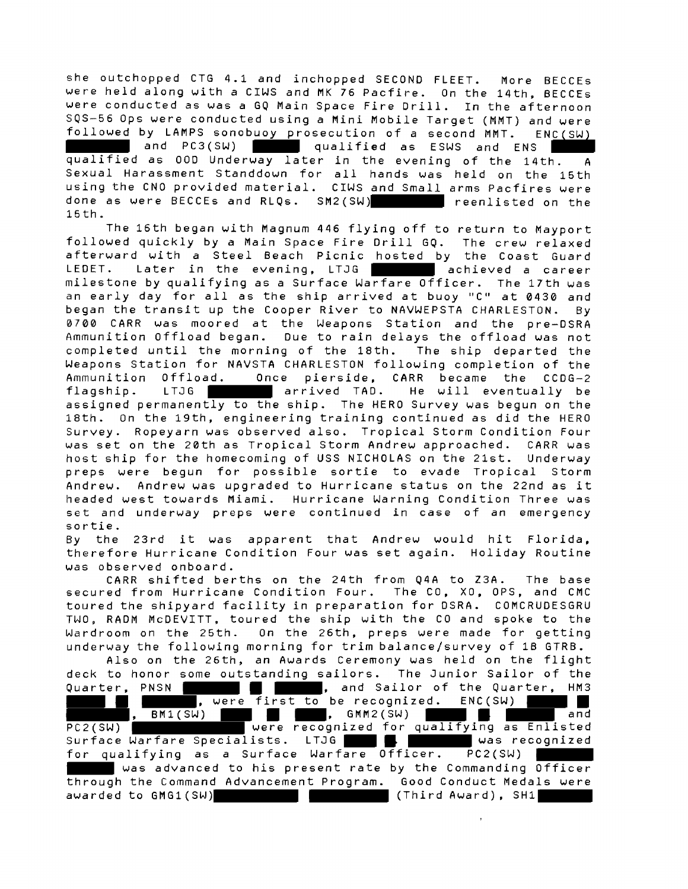she outchopped CTG 4.1 and inchopped SECOND FLEET. More BECCEs were held along with a CIWS and MK 76 Pacfire. On the 14th, BECCEs were conducted as was a GQ Main Space Fire Drill. In the afternoon SQS-56 Ops were conducted using a Mini Mobile Target (MMT) and were followed by LAMPS sonobuoy prosecution of a second MMT. ENC(SW) ██████ and PC3(SW) ██████ qualified as ESWS and ENS ██████ qualified as OOD Underway later in the evening of the 14th. A Sexual Harassment Standdown for all hands was held on the 15th using the CNO provided material. CIWS and Small arms Pacfires were done as were BECCEs and RLQs. SM2(SW) ██████ reenlisted on the 15th.

The 16th began with Magnum 446 flying off to return to Mayport followed quickly by a Main Space Fire Drill GQ. The crew relaxed afterward with a Steel Beach Picnic hosted by the Coast Guard LEDET. Later in the evening, LTJG ██████ achieved a career milestone by qualifying as a Surface Warfare Officer. The 17th was an early day for all as the ship arrived at buoy "C" at 0430 and began the transit up the Cooper River to NAVWEPSTA CHARLESTON. By 0700 CARR was moored at the Weapons Station and the pre-DSRA Ammunition Offload began. Due to rain delays the offload was not completed until the morning of the 18th. The ship departed the Weapons Station for NAVSTA CHARLESTON following completion of the Ammunition Offload. Once pierside, CARR became the CCDG-2 flagship. LTJG ██████ arrived TAD. He will eventually be assigned permanently to the ship. The HERO Survey was begun on the 18th. On the 19th, engineering training continued as did the HERO Survey. Ropeyarn was observed also. Tropical Storm Condition Four was set on the 20th as Tropical Storm Andrew approached. CARR was host ship for the homecoming of USS NICHOLAS on the 21st. Underway preps were begun for possible sortie to evade Tropical Storm Andrew. Andrew was upgraded to Hurricane status on the 22nd as it headed west towards Miami. Hurricane Warning Condition Three was set and underway preps were continued in case of an emergency sortie.

By the 23rd it was apparent that Andrew would hit Florida, therefore Hurricane Condition Four was set again. Holiday Routine was observed onboard.

CARR shifted berths on the 24th from Q4A to Z3A. The base secured from Hurricane Condition Four. The CO, XO, OPS, and CMC toured the shipyard facility in preparation for DSRA. COMCRUDESGRU TWO, RADM McDEVITT, toured the ship with the CO and spoke to the Wardroom on the 25th. On the 26th, preps were made for getting underway the following morning for trim balance/survey of 1B GTRB.

Also on the 26th, an Awards Ceremony was held on the flight deck to honor some outstanding sailors. The Junior Sailor of the Quarter, PNSN ██████ █ ██████, and Sailor of the Quarter, HM3 ██████ █ ██████, were first to be recognized. ENC(SW) ██████ █ ██████, BM1(SW) ██████ █ ██████, GMM2(SW) ██████ █ ██████ and PC2(SW) ██████ were recognized for qualifying as Enlisted Surface Warfare Specialists. LTJG ██████ █ ██████ was recognized for qualifying as a Surface Warfare Officer. PC2(SW) ██████ ██████ was advanced to his present rate by the Commanding Officer through the Command Advancement Program. Good Conduct Medals were awarded to GMG1(SW) ██████ ██████ (Third Award), SH1 ██████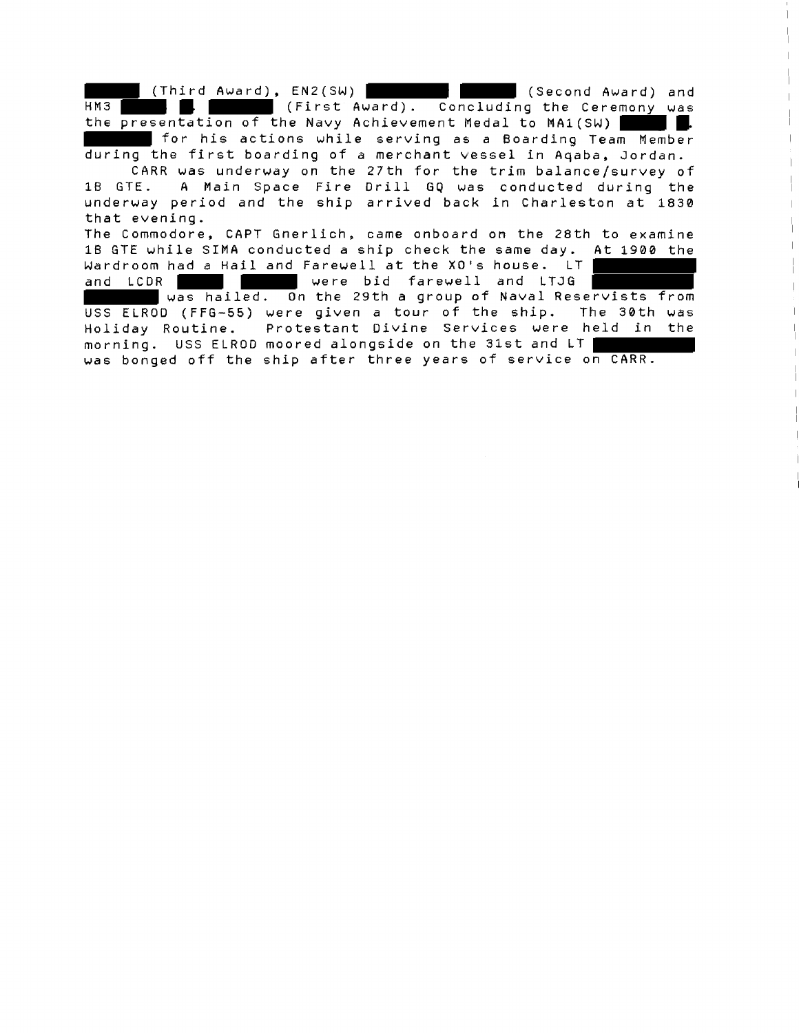(Third Award), EN2(SW) (Second Award) and HM3 (First Award). Concluding the Ceremony was the presentation of the Navy Achievement Medal to MA1(SW) for his actions while serving as a Boarding Team Member during the first boarding of a merchant vessel in Aqaba, Jordan.

CARR was underway on the 27th for the trim balance/survey of 1B GTE. A Main Space Fire Drill GQ was conducted during the underway period and the ship arrived back in Charleston at 1830 that evening.

The Commodore, CAPT Gnerlich, came onboard on the 28th to examine 1B GTE while SIMA conducted a ship check the same day. At 1900 the Wardroom had a Hail and Farewell at the XO's house. LT and LCDR were bid farewell and LTJG was hailed. On the 29th a group of Naval Reservists from USS ELROD (FFG-55) were given a tour of the ship. The 30th was Holiday Routine. Protestant Divine Services were held in the morning. USS ELROD moored alongside on the 31st and LT was bonged off the ship after three years of service on CARR.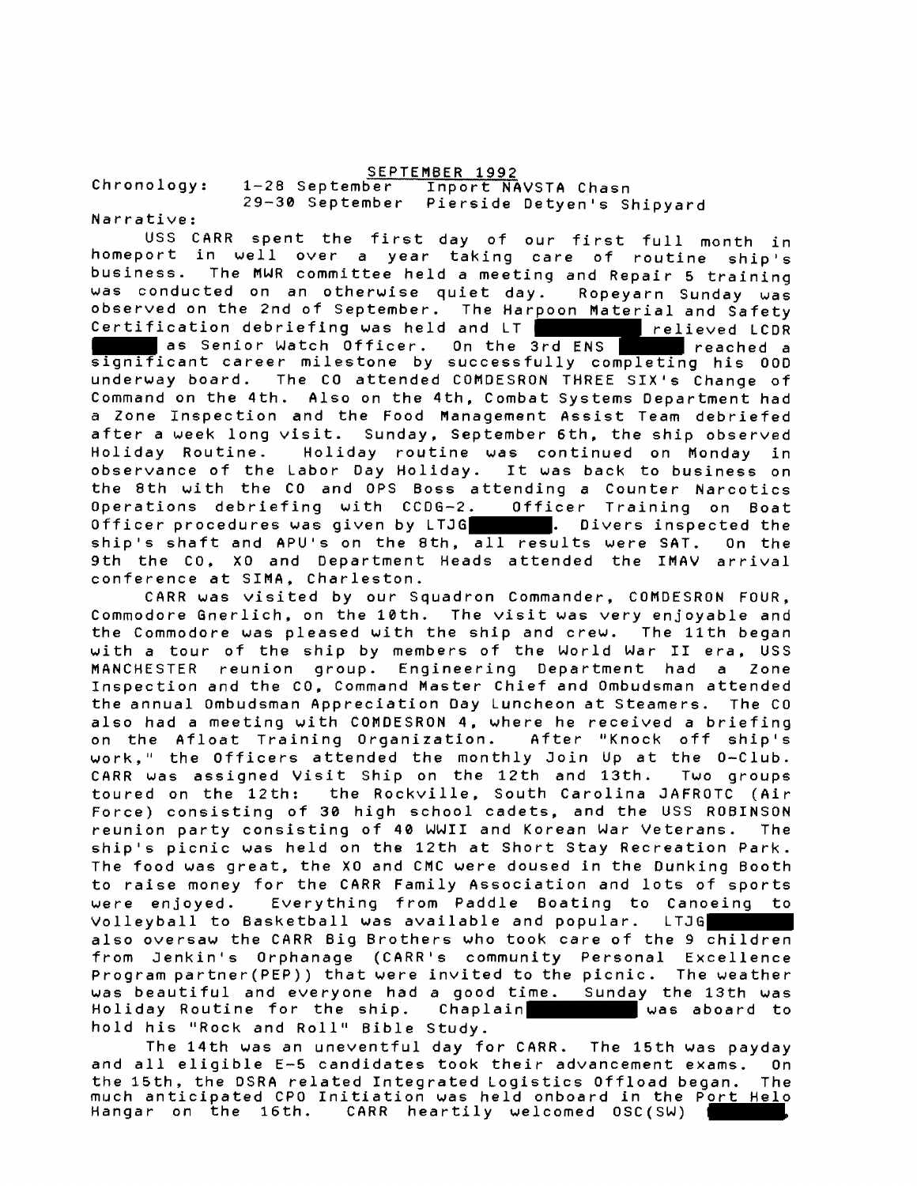## SEPTEMBER 1992

Chronology: 1-28 September Inport NAVSTA Chasn
29-30 September Pierside Detyen's Shipyard

Narrative:

USS CARR spent the first day of our first full month in homeport in well over a year taking care of routine ship's business. The MWR committee held a meeting and Repair 5 training was conducted on an otherwise quiet day. Ropeyarn Sunday was observed on the 2nd of September. The Harpoon Material and Safety Certification debriefing was held and LT ██████ relieved LCDR ██████ as Senior Watch Officer. On the 3rd ENS ██████ reached a significant career milestone by successfully completing his OOD underway board. The CO attended COMDESRON THREE SIX's Change of Command on the 4th. Also on the 4th, Combat Systems Department had a Zone Inspection and the Food Management Assist Team debriefed after a week long visit. Sunday, September 6th, the ship observed Holiday Routine. Holiday routine was continued on Monday in observance of the Labor Day Holiday. It was back to business on the 8th with the CO and OPS Boss attending a Counter Narcotics Operations debriefing with CCDG-2. Officer Training on Boat Officer procedures was given by LTJG██████. Divers inspected the ship's shaft and APU's on the 8th, all results were SAT. On the 9th the CO, XO and Department Heads attended the IMAV arrival conference at SIMA, Charleston.

CARR was visited by our Squadron Commander, COMDESRON FOUR, Commodore Gnerlich, on the 10th. The visit was very enjoyable and the Commodore was pleased with the ship and crew. The 11th began with a tour of the ship by members of the World War II era, USS MANCHESTER reunion group. Engineering Department had a Zone Inspection and the CO, Command Master Chief and Ombudsman attended the annual Ombudsman Appreciation Day Luncheon at Steamers. The CO also had a meeting with COMDESRON 4, where he received a briefing on the Afloat Training Organization. After "Knock off ship's work," the Officers attended the monthly Join Up at the O-Club. CARR was assigned Visit Ship on the 12th and 13th. Two groups toured on the 12th: the Rockville, South Carolina JAFROTC (Air Force) consisting of 30 high school cadets, and the USS ROBINSON reunion party consisting of 40 WWII and Korean War Veterans. The ship's picnic was held on the 12th at Short Stay Recreation Park. The food was great, the XO and CMC were doused in the Dunking Booth to raise money for the CARR Family Association and lots of sports were enjoyed. Everything from Paddle Boating to Canoeing to Volleyball to Basketball was available and popular. LTJG██████ also oversaw the CARR Big Brothers who took care of the 9 children from Jenkin's Orphanage (CARR's community Personal Excellence Program partner(PEP)) that were invited to the picnic. The weather was beautiful and everyone had a good time. Sunday the 13th was Holiday Routine for the ship. Chaplain██████ was aboard to hold his "Rock and Roll" Bible Study.

The 14th was an uneventful day for CARR. The 15th was payday and all eligible E-5 candidates took their advancement exams. On the 15th, the DSRA related Integrated Logistics Offload began. The much anticipated CPO Initiation was held onboard in the Port Helo Hangar on the 16th. CARR heartily welcomed OSC(SW) ██████,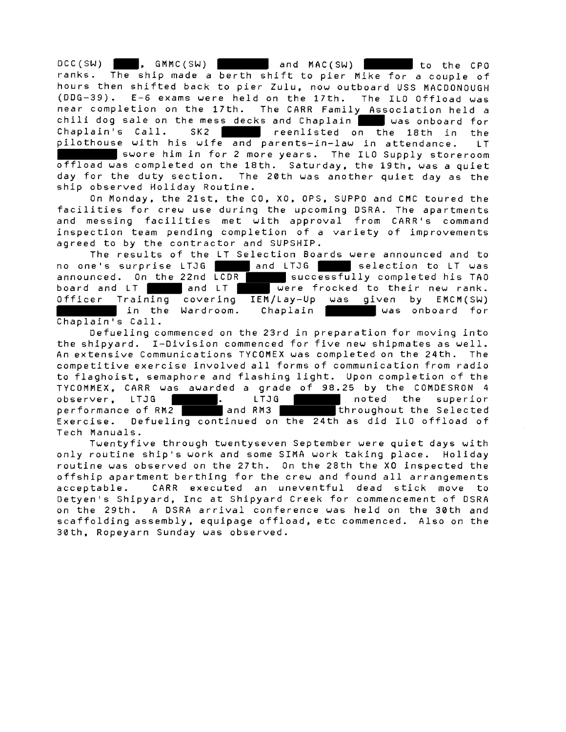DCC(SW) ████, GMMC(SW) ████████ and MAC(SW) ████████ to the CPO ranks. The ship made a berth shift to pier Mike for a couple of hours then shifted back to pier Zulu, now outboard USS MACDONOUGH (DDG-39). E-6 exams were held on the 17th. The ILO Offload was near completion on the 17th. The CARR Family Association held a chili dog sale on the mess decks and Chaplain ████ was onboard for Chaplain's Call. SK2 ██████ reenlisted on the 18th in the pilothouse with his wife and parents-in-law in attendance. LT ████████ swore him in for 2 more years. The ILO Supply storeroom offload was completed on the 18th. Saturday, the 19th, was a quiet day for the duty section. The 20th was another quiet day as the ship observed Holiday Routine.

On Monday, the 21st, the CO, XO, OPS, SUPPO and CMC toured the facilities for crew use during the upcoming DSRA. The apartments and messing facilities met with approval from CARR's command inspection team pending completion of a variety of improvements agreed to by the contractor and SUPSHIP.

The results of the LT Selection Boards were announced and to no one's surprise LTJG █████ and LTJG █████ selection to LT was announced. On the 22nd LCDR ██████ successfully completed his TAO board and LT █████ and LT █████ were frocked to their new rank. Officer Training covering IEM/Lay-Up was given by EMCM(SW) ████████ in the Wardroom. Chaplain ████████ was onboard for Chaplain's Call.

Defueling commenced on the 23rd in preparation for moving into the shipyard. I-Division commenced for five new shipmates as well. An extensive Communications TYCOMEX was completed on the 24th. The competitive exercise involved all forms of communication from radio to flaghoist, semaphore and flashing light. Upon completion of the TYCOMMEX, CARR was awarded a grade of 98.25 by the COMDESRON 4 observer, LTJG ███████. LTJG ███████ noted the superior performance of RM2 ██████ and RM3 ████████ throughout the Selected Exercise. Defueling continued on the 24th as did ILO offload of Tech Manuals.

Twentyfive through twentyseven September were quiet days with only routine ship's work and some SIMA work taking place. Holiday routine was observed on the 27th. On the 28th the XO inspected the offship apartment berthing for the crew and found all arrangements acceptable. CARR executed an uneventful dead stick move to Detyen's Shipyard, Inc at Shipyard Creek for commencement of DSRA on the 29th. A DSRA arrival conference was held on the 30th and scaffolding assembly, equipage offload, etc commenced. Also on the 30th, Ropeyarn Sunday was observed.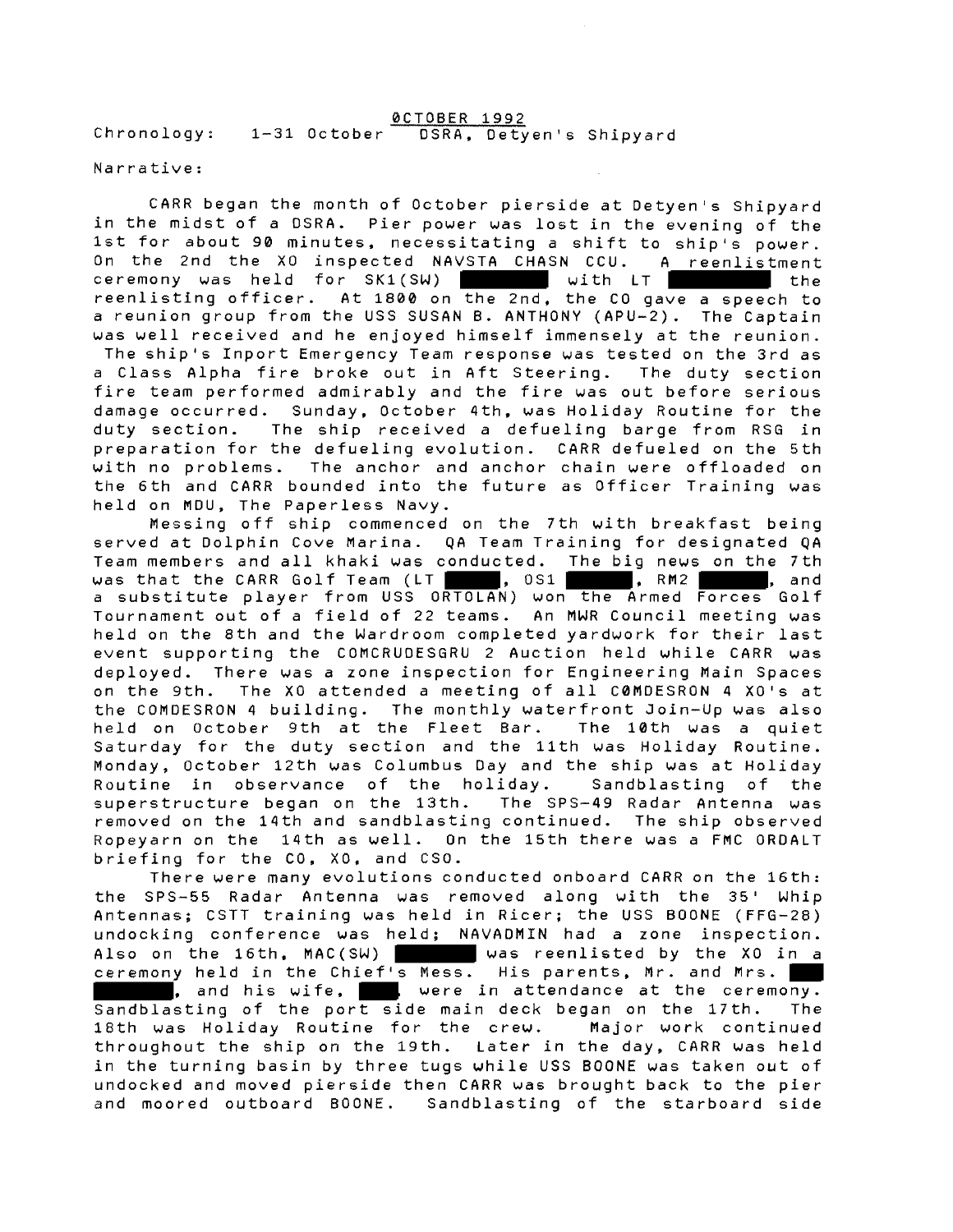## OCTOBER 1992

Chronology: 1-31 October DSRA, Detyen's Shipyard

Narrative:

CARR began the month of October pierside at Detyen's Shipyard in the midst of a DSRA. Pier power was lost in the evening of the 1st for about 90 minutes, necessitating a shift to ship's power. On the 2nd the XO inspected NAVSTA CHASN CCU. A reenlistment ceremony was held for SK1(SW) ██████ with LT ██████ the reenlisting officer. At 1800 on the 2nd, the CO gave a speech to a reunion group from the USS SUSAN B. ANTHONY (APU-2). The Captain was well received and he enjoyed himself immensely at the reunion. The ship's Inport Emergency Team response was tested on the 3rd as a Class Alpha fire broke out in Aft Steering. The duty section fire team performed admirably and the fire was out before serious damage occurred. Sunday, October 4th, was Holiday Routine for the duty section. The ship received a defueling barge from RSG in preparation for the defueling evolution. CARR defueled on the 5th with no problems. The anchor and anchor chain were offloaded on the 6th and CARR bounded into the future as Officer Training was held on MDU, The Paperless Navy.

Messing off ship commenced on the 7th with breakfast being served at Dolphin Cove Marina. QA Team Training for designated QA Team members and all khaki was conducted. The big news on the 7th was that the CARR Golf Team (LT ████, OS1 ██████, RM2 ██████, and a substitute player from USS ORTOLAN) won the Armed Forces Golf Tournament out of a field of 22 teams. An MWR Council meeting was held on the 8th and the Wardroom completed yardwork for their last event supporting the COMCRUDESGRU 2 Auction held while CARR was deployed. There was a zone inspection for Engineering Main Spaces on the 9th. The XO attended a meeting of all COMDESRON 4 XO's at the COMDESRON 4 building. The monthly waterfront Join-Up was also held on October 9th at the Fleet Bar. The 10th was a quiet Saturday for the duty section and the 11th was Holiday Routine. Monday, October 12th was Columbus Day and the ship was at Holiday Routine in observance of the holiday. Sandblasting of the superstructure began on the 13th. The SPS-49 Radar Antenna was removed on the 14th and sandblasting continued. The ship observed Ropeyarn on the 14th as well. On the 15th there was a FMC ORDALT briefing for the CO, XO, and CSO.

There were many evolutions conducted onboard CARR on the 16th: the SPS-55 Radar Antenna was removed along with the 35' Whip Antennas; CSTT training was held in Ricer; the USS BOONE (FFG-28) undocking conference was held; NAVADMIN had a zone inspection. Also on the 16th, MAC(SW) ██████ was reenlisted by the XO in a ceremony held in the Chief's Mess. His parents, Mr. and Mrs. ██ ██████, and his wife, ███, were in attendance at the ceremony. Sandblasting of the port side main deck began on the 17th. The 18th was Holiday Routine for the crew. Major work continued throughout the ship on the 19th. Later in the day, CARR was held in the turning basin by three tugs while USS BOONE was taken out of undocked and moved pierside then CARR was brought back to the pier and moored outboard BOONE. Sandblasting of the starboard side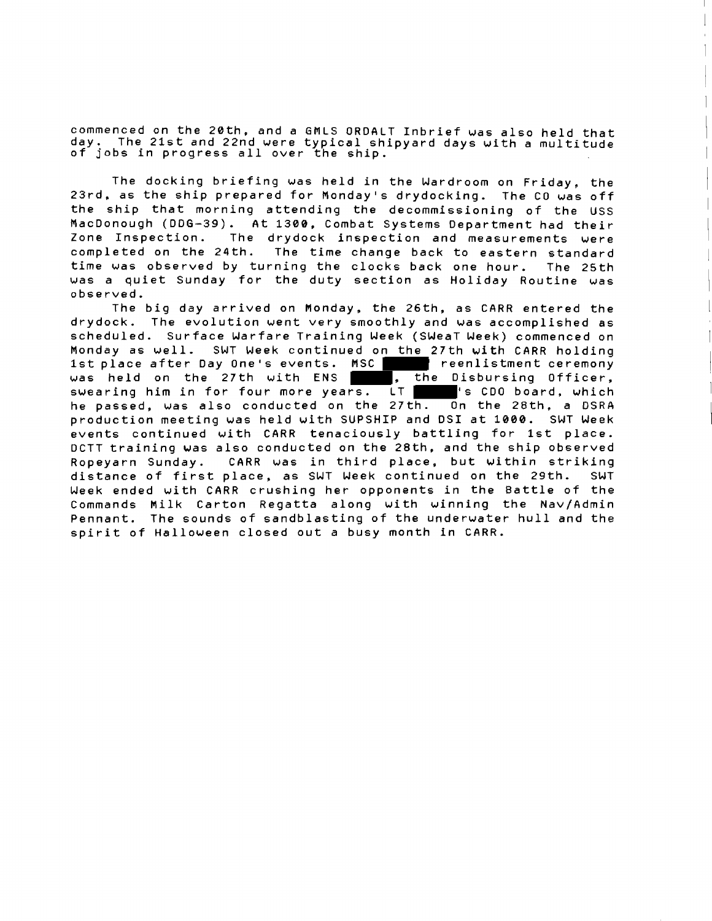commenced on the 20th, and a GMLS ORDALT Inbrief was also held that day. The 21st and 22nd were typical shipyard days with a multitude of jobs in progress all over the ship.

The docking briefing was held in the Wardroom on Friday, the 23rd, as the ship prepared for Monday's drydocking. The CO was off the ship that morning attending the decommissioning of the USS MacDonough (DDG-39). At 1300, Combat Systems Department had their Zone Inspection. The drydock inspection and measurements were completed on the 24th. The time change back to eastern standard time was observed by turning the clocks back one hour. The 25th was a quiet Sunday for the duty section as Holiday Routine was observed.

The big day arrived on Monday, the 26th, as CARR entered the drydock. The evolution went very smoothly and was accomplished as scheduled. Surface Warfare Training Week (SWeaT Week) commenced on Monday as well. SWT Week continued on the 27th with CARR holding 1st place after Day One's events. MSC ██████ reenlistment ceremony was held on the 27th with ENS ██████, the Disbursing Officer, swearing him in for four more years. LT ██████'s CDO board, which he passed, was also conducted on the 27th. On the 28th, a DSRA production meeting was held with SUPSHIP and DSI at 1000. SWT Week events continued with CARR tenaciously battling for 1st place. DCTT training was also conducted on the 28th, and the ship observed Ropeyarn Sunday. CARR was in third place, but within striking distance of first place, as SWT Week continued on the 29th. SWT Week ended with CARR crushing her opponents in the Battle of the Commands Milk Carton Regatta along with winning the Nav/Admin Pennant. The sounds of sandblasting of the underwater hull and the spirit of Halloween closed out a busy month in CARR.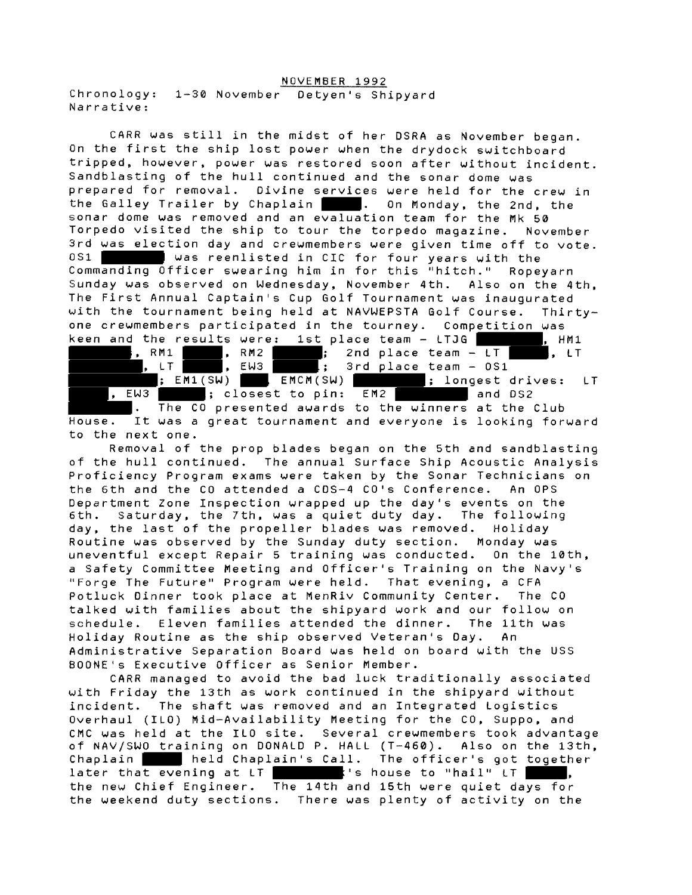# NOVEMBER 1992

Chronology: 1-30 November Detyen's Shipyard
Narrative:

CARR was still in the midst of her DSRA as November began. On the first the ship lost power when the drydock switchboard tripped, however, power was restored soon after without incident. Sandblasting of the hull continued and the sonar dome was prepared for removal. Divine services were held for the crew in the Galley Trailer by Chaplain ████. On Monday, the 2nd, the sonar dome was removed and an evaluation team for the Mk 50 Torpedo visited the ship to tour the torpedo magazine. November 3rd was election day and crewmembers were given time off to vote. OS1 ████████ was reenlisted in CIC for four years with the Commanding Officer swearing him in for this "hitch." Ropeyarn Sunday was observed on Wednesday, November 4th. Also on the 4th, The First Annual Captain's Cup Golf Tournament was inaugurated with the tournament being held at NAVWEPSTA Golf Course. Thirty-one crewmembers participated in the tourney. Competition was keen and the results were: 1st place team - LTJG ████████, HM1 ████████, RM1 █████, RM2 ██████; 2nd place team - LT █████, LT ██████████, LT █████, EW3 ██████; 3rd place team - OS1 ██████████; EM1(SW) ████ EMCM(SW) █████████; longest drives: LT ██████, EW3 ██████; closest to pin: EM2 ██████████ and OS2 ████████. The CO presented awards to the winners at the Club House. It was a great tournament and everyone is looking forward to the next one.

Removal of the prop blades began on the 5th and sandblasting of the hull continued. The annual Surface Ship Acoustic Analysis Proficiency Program exams were taken by the Sonar Technicians on the 6th and the CO attended a COS-4 CO's Conference. An OPS Department Zone Inspection wrapped up the day's events on the 6th. Saturday, the 7th, was a quiet duty day. The following day, the last of the propeller blades was removed. Holiday Routine was observed by the Sunday duty section. Monday was uneventful except Repair 5 training was conducted. On the 10th, a Safety Committee Meeting and Officer's Training on the Navy's "Forge The Future" Program were held. That evening, a CFA Potluck Dinner took place at MenRiv Community Center. The CO talked with families about the shipyard work and our follow on schedule. Eleven families attended the dinner. The 11th was Holiday Routine as the ship observed Veteran's Day. An Administrative Separation Board was held on board with the USS BOONE's Executive Officer as Senior Member.

CARR managed to avoid the bad luck traditionally associated with Friday the 13th as work continued in the shipyard without incident. The shaft was removed and an Integrated Logistics Overhaul (ILO) Mid-Availability Meeting for the CO, Suppo, and CMC was held at the ILO site. Several crewmembers took advantage of NAV/SWO training on DONALD P. HALL (T-460). Also on the 13th, Chaplain █████ held Chaplain's Call. The officer's got together later that evening at LT █████████'s house to "hail" LT ██████, the new Chief Engineer. The 14th and 15th were quiet days for the weekend duty sections. There was plenty of activity on the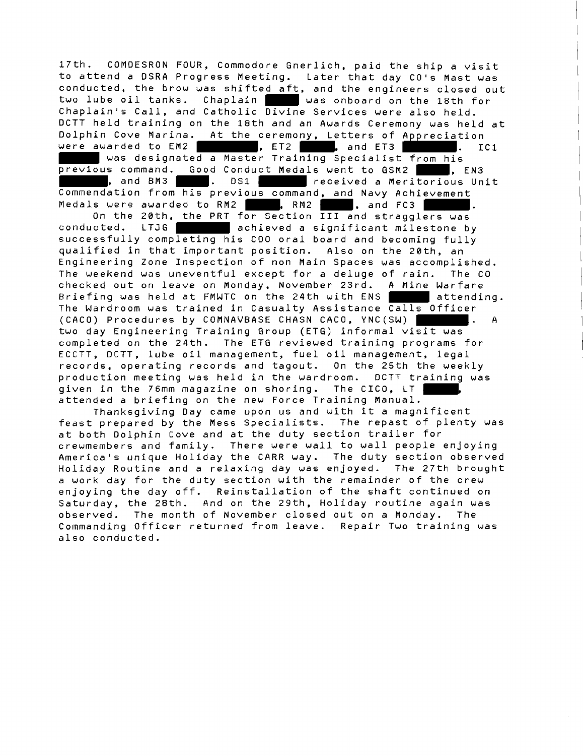17th. COMDESRON FOUR, Commodore Gnerlich, paid the ship a visit to attend a DSRA Progress Meeting. Later that day CO's Mast was conducted, the brow was shifted aft, and the engineers closed out two lube oil tanks. Chaplain ██████ was onboard on the 18th for Chaplain's Call, and Catholic Divine Services were also held. DCTT held training on the 18th and an Awards Ceremony was held at Dolphin Cove Marina. At the ceremony, Letters of Appreciation were awarded to EM2 ██████, ET2 ██████, and ET3 ██████. IC1 ██████ was designated a Master Training Specialist from his previous command. Good Conduct Medals went to GSM2 ██████, EN3 ██████, and BM3 ██████. DS1 ██████ received a Meritorious Unit Commendation from his previous command, and Navy Achievement Medals were awarded to RM2 ██████, RM2 ██████, and FC3 ██████.

On the 20th, the PRT for Section III and stragglers was conducted. LTJG ██████ achieved a significant milestone by successfully completing his CDO oral board and becoming fully qualified in that important position. Also on the 20th, an Engineering Zone Inspection of non Main Spaces was accomplished. The weekend was uneventful except for a deluge of rain. The CO checked out on leave on Monday, November 23rd. A Mine Warfare Briefing was held at FMWTC on the 24th with ENS ██████ attending. The Wardroom was trained in Casualty Assistance Calls Officer (CACO) Procedures by COMNAVBASE CHASN CACO, YNC(SW) ██████. A two day Engineering Training Group (ETG) informal visit was completed on the 24th. The ETG reviewed training programs for ECCTT, DCTT, lube oil management, fuel oil management, legal records, operating records and tagout. On the 25th the weekly production meeting was held in the wardroom. DCTT training was given in the 76mm magazine on shoring. The CICO, LT ██████, attended a briefing on the new Force Training Manual.

Thanksgiving Day came upon us and with it a magnificent feast prepared by the Mess Specialists. The repast of plenty was at both Dolphin Cove and at the duty section trailer for crewmembers and family. There were wall to wall people enjoying America's unique Holiday the CARR way. The duty section observed Holiday Routine and a relaxing day was enjoyed. The 27th brought a work day for the duty section with the remainder of the crew enjoying the day off. Reinstallation of the shaft continued on Saturday, the 28th. And on the 29th, Holiday routine again was observed. The month of November closed out on a Monday. The Commanding Officer returned from leave. Repair Two training was also conducted.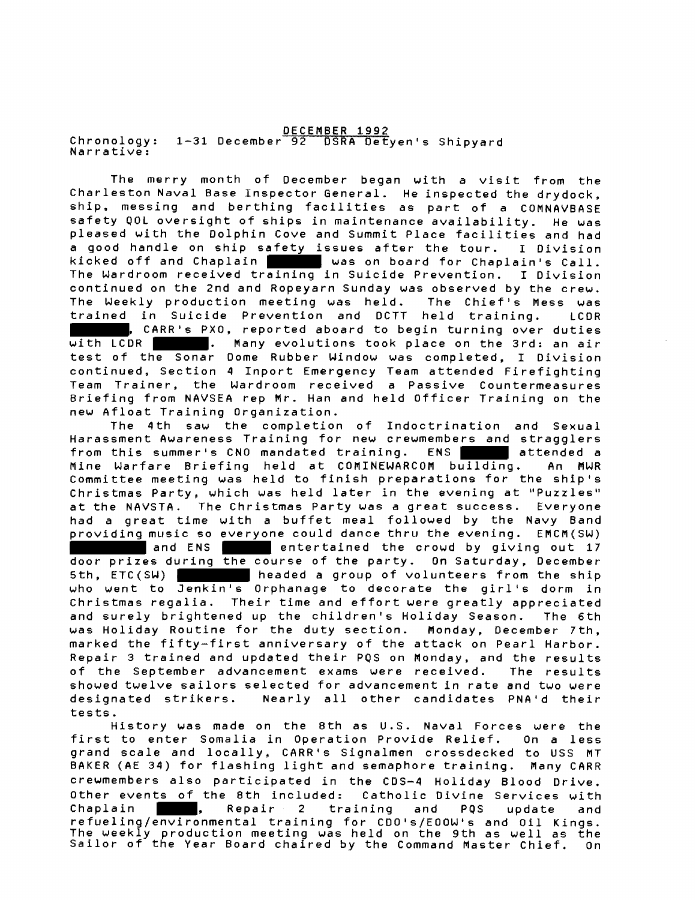<u>DECEMBER 1992</u>

Chronology: 1-31 December 92 DSRA Detyen's Shipyard
Narrative:

The merry month of December began with a visit from the Charleston Naval Base Inspector General. He inspected the drydock, ship, messing and berthing facilities as part of a COMNAVBASE safety QOL oversight of ships in maintenance availability. He was pleased with the Dolphin Cove and Summit Place facilities and had a good handle on ship safety issues after the tour. I Division kicked off and Chaplain ██████ was on board for Chaplain's Call. The Wardroom received training in Suicide Prevention. I Division continued on the 2nd and Ropeyarn Sunday was observed by the crew. The Weekly production meeting was held. The Chief's Mess was trained in Suicide Prevention and DCTT held training. LCDR ██████, CARR's PXO, reported aboard to begin turning over duties with LCDR ██████. Many evolutions took place on the 3rd: an air test of the Sonar Dome Rubber Window was completed, I Division continued, Section 4 Inport Emergency Team attended Firefighting Team Trainer, the Wardroom received a Passive Countermeasures Briefing from NAVSEA rep Mr. Han and held Officer Training on the new Afloat Training Organization.

The 4th saw the completion of Indoctrination and Sexual Harassment Awareness Training for new crewmembers and stragglers from this summer's CNO mandated training. ENS ██████ attended a Mine Warfare Briefing held at COMINEWARCOM building. An MWR Committee meeting was held to finish preparations for the ship's Christmas Party, which was held later in the evening at "Puzzles" at the NAVSTA. The Christmas Party was a great success. Everyone had a great time with a buffet meal followed by the Navy Band providing music so everyone could dance thru the evening. EMCM(SW) ████████ and ENS ██████ entertained the crowd by giving out 17 door prizes during the course of the party. On Saturday, December 5th, ETC(SW) ████████ headed a group of volunteers from the ship who went to Jenkin's Orphanage to decorate the girl's dorm in Christmas regalia. Their time and effort were greatly appreciated and surely brightened up the children's Holiday Season. The 6th was Holiday Routine for the duty section. Monday, December 7th, marked the fifty-first anniversary of the attack on Pearl Harbor. Repair 3 trained and updated their PQS on Monday, and the results of the September advancement exams were received. The results showed twelve sailors selected for advancement in rate and two were designated strikers. Nearly all other candidates PNA'd their tests.

History was made on the 8th as U.S. Naval Forces were the first to enter Somalia in Operation Provide Relief. On a less grand scale and locally, CARR's Signalmen crossdecked to USS MT BAKER (AE 34) for flashing light and semaphore training. Many CARR crewmembers also participated in the CDS-4 Holiday Blood Drive. Other events of the 8th included: Catholic Divine Services with Chaplain █████, Repair 2 training and PQS update and refueling/environmental training for CDO's/EOOW's and Oil Kings. The weekly production meeting was held on the 9th as well as the Sailor of the Year Board chaired by the Command Master Chief. On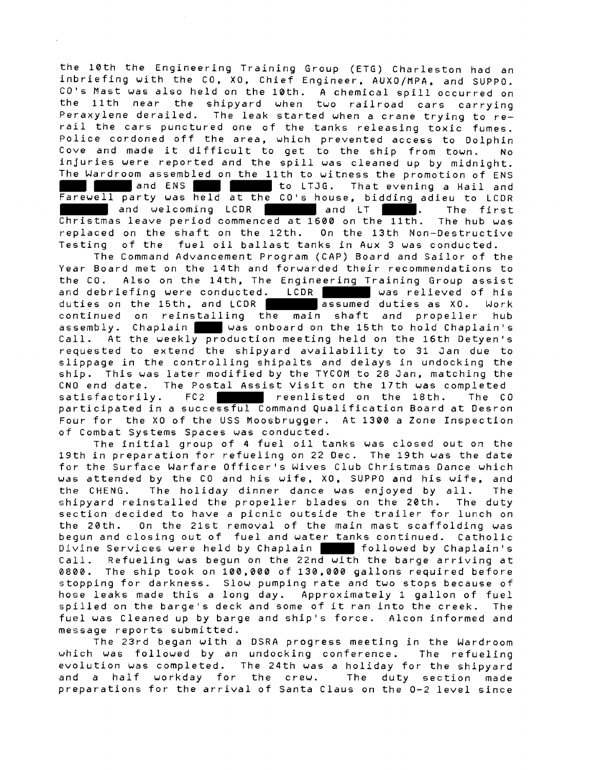the 10th the Engineering Training Group (ETG) Charleston had an inbriefing with the CO, XO, Chief Engineer, AUXO/MPA, and SUPPO. CO's Mast was also held on the 10th. A chemical spill occurred on the 11th near the shipyard when two railroad cars carrying Peraxylene derailed. The leak started when a crane trying to re-rail the cars punctured one of the tanks releasing toxic fumes. Police cordoned off the area, which prevented access to Dolphin Cove and made it difficult to get to the ship from town. No injuries were reported and the spill was cleaned up by midnight. The Wardroom assembled on the 11th to witness the promotion of ENS ██ ██ and ENS ██ ██ to LTJG. That evening a Hail and Farewell party was held at the CO's house, bidding adieu to LCDR ██ and welcoming LCDR ██ and LT ██. The first Christmas leave period commenced at 1600 on the 11th. The hub was replaced on the shaft on the 12th. On the 13th Non-Destructive Testing of the fuel oil ballast tanks in Aux 3 was conducted.

The Command Advancement Program (CAP) Board and Sailor of the Year Board met on the 14th and forwarded their recommendations to the CO. Also on the 14th, The Engineering Training Group assist and debriefing were conducted. LCDR ██ was relieved of his duties on the 15th, and LCDR ██ assumed duties as XO. Work continued on reinstalling the main shaft and propeller hub assembly. Chaplain ██ was onboard on the 15th to hold Chaplain's Call. At the weekly production meeting held on the 16th Detyen's requested to extend the shipyard availability to 31 Jan due to slippage in the controlling shipalts and delays in undocking the ship. This was later modified by the TYCOM to 28 Jan, matching the CNO end date. The Postal Assist Visit on the 17th was completed satisfactorily. FC2 ██ reenlisted on the 18th. The CO participated in a successful Command Qualification Board at Desron Four for the XO of the USS Moosbrugger. At 1300 a Zone Inspection of Combat Systems Spaces was conducted.

The initial group of 4 fuel oil tanks was closed out on the 19th in preparation for refueling on 22 Dec. The 19th was the date for the Surface Warfare Officer's Wives Club Christmas Dance which was attended by the CO and his wife, XO, SUPPO and his wife, and the CHENG. The holiday dinner dance was enjoyed by all. The shipyard reinstalled the propeller blades on the 20th. The duty section decided to have a picnic outside the trailer for lunch on the 20th. On the 21st removal of the main mast scaffolding was begun and closing out of fuel and water tanks continued. Catholic Divine Services were held by Chaplain ██ followed by Chaplain's Call. Refueling was begun on the 22nd with the barge arriving at 0800. The ship took on 100,000 of 130,000 gallons required before stopping for darkness. Slow pumping rate and two stops because of hose leaks made this a long day. Approximately 1 gallon of fuel spilled on the barge's deck and some of it ran into the creek. The fuel was Cleaned up by barge and ship's force. Alcon informed and message reports submitted.

The 23rd began with a DSRA progress meeting in the Wardroom which was followed by an undocking conference. The refueling evolution was completed. The 24th was a holiday for the shipyard and a half workday for the crew. The duty section made preparations for the arrival of Santa Claus on the O-2 level since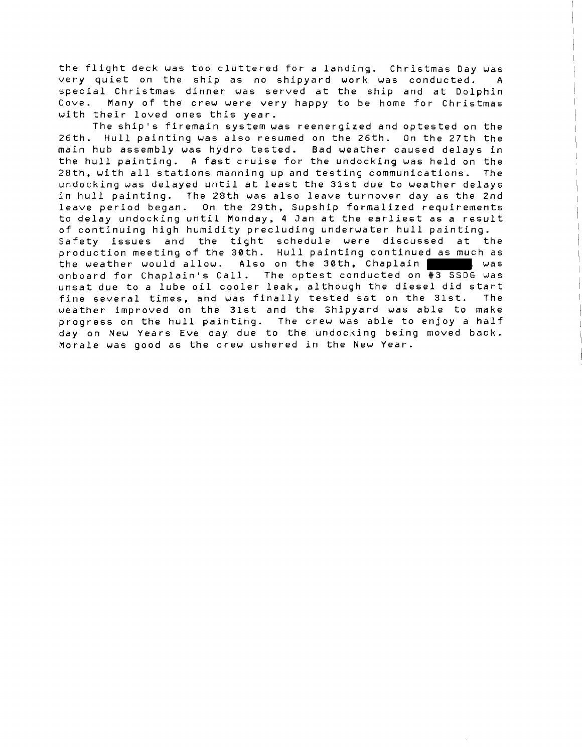the flight deck was too cluttered for a landing. Christmas Day was very quiet on the ship as no shipyard work was conducted. A special Christmas dinner was served at the ship and at Dolphin Cove. Many of the crew were very happy to be home for Christmas with their loved ones this year.

The ship's firemain system was reenergized and optested on the 26th. Hull painting was also resumed on the 26th. On the 27th the main hub assembly was hydro tested. Bad weather caused delays in the hull painting. A fast cruise for the undocking was held on the 28th, with all stations manning up and testing communications. The undocking was delayed until at least the 31st due to weather delays in hull painting. The 28th was also leave turnover day as the 2nd leave period began. On the 29th, Supship formalized requirements to delay undocking until Monday, 4 Jan at the earliest as a result of continuing high humidity precluding underwater hull painting. Safety issues and the tight schedule were discussed at the production meeting of the 30th. Hull painting continued as much as the weather would allow. Also on the 30th, Chaplain ██████ was onboard for Chaplain's Call. The optest conducted on #3 SSDG was unsat due to a lube oil cooler leak, although the diesel did start fine several times, and was finally tested sat on the 31st. The weather improved on the 31st and the Shipyard was able to make progress on the hull painting. The crew was able to enjoy a half day on New Years Eve day due to the undocking being moved back. Morale was good as the crew ushered in the New Year.